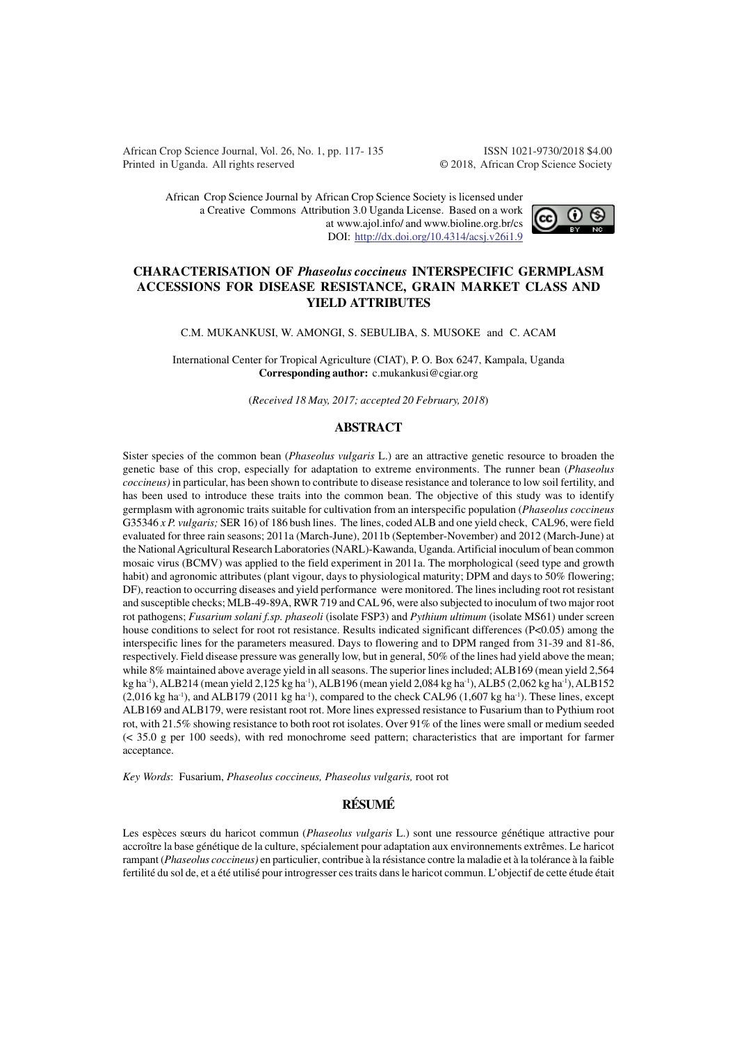African Crop Science Journal by African Crop Science Society is licensed under a Creative Commons Attribution 3.0 Uganda License. Based on a work at www.ajol.info/ and www.bioline.org.br/cs
DOI: http://dx.doi.org/10.4314/acsj.v26i1.9

# CHARACTERISATION OF *Phaseolus coccineus* INTERSPECIFIC GERMPLASM ACCESSIONS FOR DISEASE RESISTANCE, GRAIN MARKET CLASS AND YIELD ATTRIBUTES

C.M. MUKANKUSI, W. AMONGI, S. SEBULIBA, S. MUSOKE and C. ACAM

International Center for Tropical Agriculture (CIAT), P. O. Box 6247, Kampala, Uganda
**Corresponding author:** c.mukankusi@cgiar.org

(*Received 18 May, 2017; accepted 20 February, 2018*)

## ABSTRACT

Sister species of the common bean (*Phaseolus vulgaris* L.) are an attractive genetic resource to broaden the genetic base of this crop, especially for adaptation to extreme environments. The runner bean (*Phaseolus coccineus)* in particular, has been shown to contribute to disease resistance and tolerance to low soil fertility, and has been used to introduce these traits into the common bean. The objective of this study was to identify germplasm with agronomic traits suitable for cultivation from an interspecific population (*Phaseolus coccineus* G35346 *x P. vulgaris;* SER 16) of 186 bush lines. The lines, coded ALB and one yield check, CAL96, were field evaluated for three rain seasons; 2011a (March-June), 2011b (September-November) and 2012 (March-June) at the National Agricultural Research Laboratories (NARL)-Kawanda, Uganda. Artificial inoculum of bean common mosaic virus (BCMV) was applied to the field experiment in 2011a. The morphological (seed type and growth habit) and agronomic attributes (plant vigour, days to physiological maturity; DPM and days to 50% flowering; DF), reaction to occurring diseases and yield performance were monitored. The lines including root rot resistant and susceptible checks; MLB-49-89A, RWR 719 and CAL 96, were also subjected to inoculum of two major root rot pathogens; *Fusarium solani f.sp. phaseoli* (isolate FSP3) and *Pythium ultimum* (isolate MS61) under screen house conditions to select for root rot resistance. Results indicated significant differences (P<0.05) among the interspecific lines for the parameters measured. Days to flowering and to DPM ranged from 31-39 and 81-86, respectively. Field disease pressure was generally low, but in general, 50% of the lines had yield above the mean; while 8% maintained above average yield in all seasons. The superior lines included; ALB169 (mean yield 2,564 kg ha$^{-1}$), ALB214 (mean yield 2,125 kg ha$^{-1}$), ALB196 (mean yield 2,084 kg ha$^{-1}$), ALB5 (2,062 kg ha$^{-1}$), ALB152 (2,016 kg ha$^{-1}$), and ALB179 (2011 kg ha$^{-1}$), compared to the check CAL96 (1,607 kg ha$^{-1}$). These lines, except ALB169 and ALB179, were resistant root rot. More lines expressed resistance to Fusarium than to Pythium root rot, with 21.5% showing resistance to both root rot isolates. Over 91% of the lines were small or medium seeded (< 35.0 g per 100 seeds), with red monochrome seed pattern; characteristics that are important for farmer acceptance.

*Key Words*: Fusarium, *Phaseolus coccineus, Phaseolus vulgaris,* root rot

## RÉSUMÉ

Les espèces sœurs du haricot commun (*Phaseolus vulgaris* L.) sont une ressource génétique attractive pour accroître la base génétique de la culture, spécialement pour adaptation aux environnements extrêmes. Le haricot rampant (*Phaseolus coccineus)* en particulier, contribue à la résistance contre la maladie et à la tolérance à la faible fertilité du sol de, et a été utilisé pour introgresser ces traits dans le haricot commun. L'objectif de cette étude était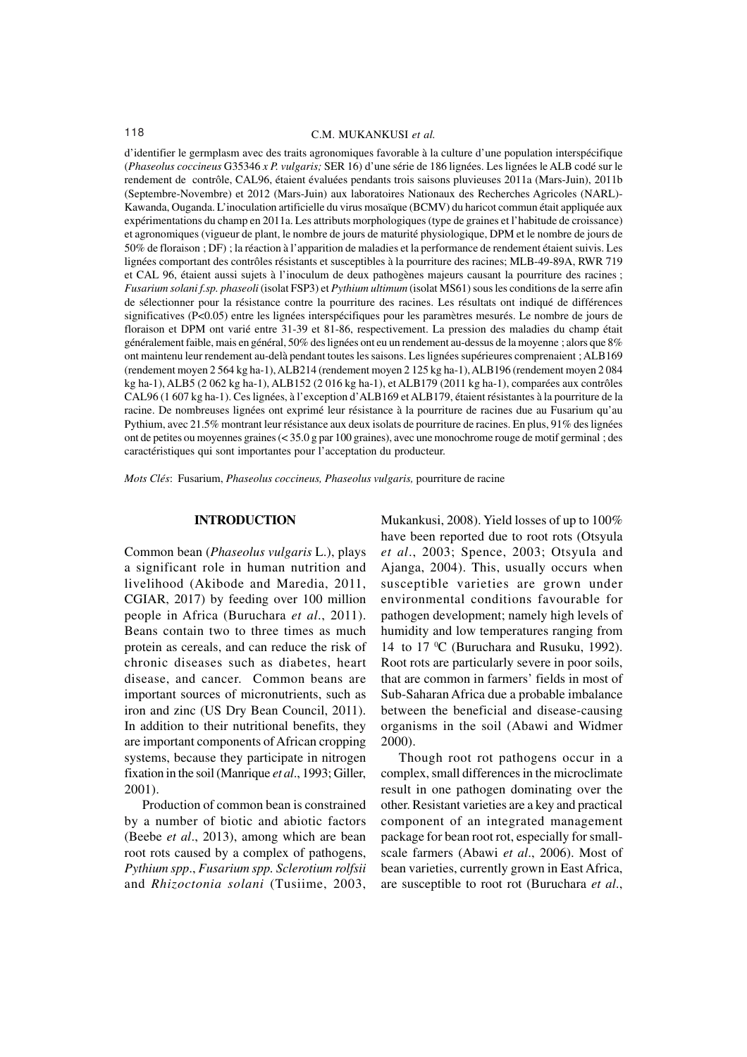d'identifier le germplasm avec des traits agronomiques favorable à la culture d'une population interspécifique (*Phaseolus coccineus* G35346 *x P. vulgaris;* SER 16) d'une série de 186 lignées. Les lignées le ALB codé sur le rendement de contrôle, CAL96, étaient évaluées pendants trois saisons pluvieuses 2011a (Mars-Juin), 2011b (Septembre-Novembre) et 2012 (Mars-Juin) aux laboratoires Nationaux des Recherches Agricoles (NARL)-Kawanda, Ouganda. L'inoculation artificielle du virus mosaïque (BCMV) du haricot commun était appliquée aux expérimentations du champ en 2011a. Les attributs morphologiques (type de graines et l'habitude de croissance) et agronomiques (vigueur de plant, le nombre de jours de maturité physiologique, DPM et le nombre de jours de 50% de floraison ; DF) ; la réaction à l'apparition de maladies et la performance de rendement étaient suivis. Les lignées comportant des contrôles résistants et susceptibles à la pourriture des racines; MLB-49-89A, RWR 719 et CAL 96, étaient aussi sujets à l'inoculum de deux pathogènes majeurs causant la pourriture des racines ; *Fusarium solani f.sp. phaseoli* (isolat FSP3) et *Pythium ultimum* (isolat MS61) sous les conditions de la serre afin de sélectionner pour la résistance contre la pourriture des racines. Les résultats ont indiqué de différences significatives (P<0.05) entre les lignées interspécifiques pour les paramètres mesurés. Le nombre de jours de floraison et DPM ont varié entre 31-39 et 81-86, respectivement. La pression des maladies du champ était généralement faible, mais en général, 50% des lignées ont eu un rendement au-dessus de la moyenne ; alors que 8% ont maintenu leur rendement au-delà pendant toutes les saisons. Les lignées supérieures comprenaient ; ALB169 (rendement moyen 2 564 kg ha-1), ALB214 (rendement moyen 2 125 kg ha-1), ALB196 (rendement moyen 2 084 kg ha-1), ALB5 (2 062 kg ha-1), ALB152 (2 016 kg ha-1), et ALB179 (2011 kg ha-1), comparées aux contrôles CAL96 (1 607 kg ha-1). Ces lignées, à l'exception d'ALB169 et ALB179, étaient résistantes à la pourriture de la racine. De nombreuses lignées ont exprimé leur résistance à la pourriture de racines due au Fusarium qu'au Pythium, avec 21.5% montrant leur résistance aux deux isolats de pourriture de racines. En plus, 91% des lignées ont de petites ou moyennes graines (< 35.0 g par 100 graines), avec une monochrome rouge de motif germinal ; des caractéristiques qui sont importantes pour l'acceptation du producteur.

*Mots Clés*: Fusarium, *Phaseolus coccineus, Phaseolus vulgaris,* pourriture de racine

## INTRODUCTION

Common bean (*Phaseolus vulgaris* L.), plays a significant role in human nutrition and livelihood (Akibode and Maredia, 2011, CGIAR, 2017) by feeding over 100 million people in Africa (Buruchara *et al*., 2011). Beans contain two to three times as much protein as cereals, and can reduce the risk of chronic diseases such as diabetes, heart disease, and cancer. Common beans are important sources of micronutrients, such as iron and zinc (US Dry Bean Council, 2011). In addition to their nutritional benefits, they are important components of African cropping systems, because they participate in nitrogen fixation in the soil (Manrique *et al*., 1993; Giller, 2001).

Production of common bean is constrained by a number of biotic and abiotic factors (Beebe *et al*., 2013), among which are bean root rots caused by a complex of pathogens, *Pythium spp*., *Fusarium spp. Sclerotium rolfsii* and *Rhizoctonia solani* (Tusiime, 2003, Mukankusi, 2008). Yield losses of up to 100% have been reported due to root rots (Otsyula *et al*., 2003; Spence, 2003; Otsyula and Ajanga, 2004). This, usually occurs when susceptible varieties are grown under environmental conditions favourable for pathogen development; namely high levels of humidity and low temperatures ranging from 14 to 17 $^{0}$C (Buruchara and Rusuku, 1992). Root rots are particularly severe in poor soils, that are common in farmers' fields in most of Sub-Saharan Africa due a probable imbalance between the beneficial and disease-causing organisms in the soil (Abawi and Widmer 2000).

Though root rot pathogens occur in a complex, small differences in the microclimate result in one pathogen dominating over the other. Resistant varieties are a key and practical component of an integrated management package for bean root rot, especially for small-scale farmers (Abawi *et al*., 2006). Most of bean varieties, currently grown in East Africa, are susceptible to root rot (Buruchara *et al*.,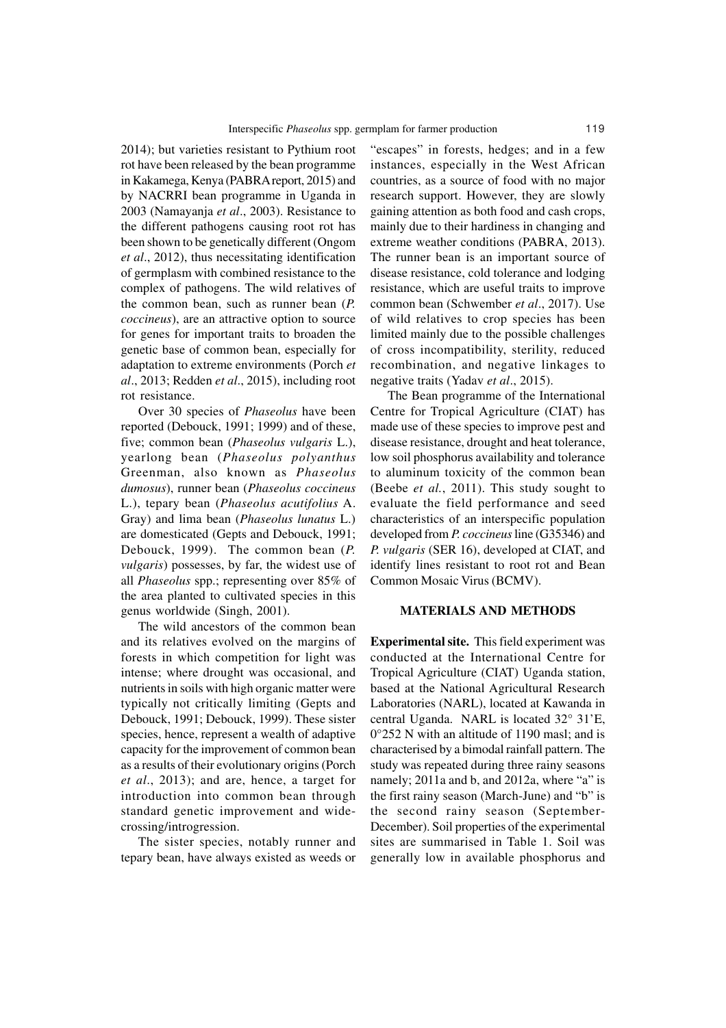2014); but varieties resistant to Pythium root rot have been released by the bean programme in Kakamega, Kenya (PABRA report, 2015) and by NACRRI bean programme in Uganda in 2003 (Namayanja *et al*., 2003). Resistance to the different pathogens causing root rot has been shown to be genetically different (Ongom *et al*., 2012), thus necessitating identification of germplasm with combined resistance to the complex of pathogens. The wild relatives of the common bean, such as runner bean (*P. coccineus*), are an attractive option to source for genes for important traits to broaden the genetic base of common bean, especially for adaptation to extreme environments (Porch *et al*., 2013; Redden *et al*., 2015), including root rot resistance.

Over 30 species of *Phaseolus* have been reported (Debouck, 1991; 1999) and of these, five; common bean (*Phaseolus vulgaris* L.), yearlong bean (*Phaseolus polyanthus* Greenman, also known as *Phaseolus dumosus*), runner bean (*Phaseolus coccineus* L.), tepary bean (*Phaseolus acutifolius* A. Gray) and lima bean (*Phaseolus lunatus* L.) are domesticated (Gepts and Debouck, 1991; Debouck, 1999). The common bean (*P. vulgaris*) possesses, by far, the widest use of all *Phaseolus* spp.; representing over 85% of the area planted to cultivated species in this genus worldwide (Singh, 2001).

The wild ancestors of the common bean and its relatives evolved on the margins of forests in which competition for light was intense; where drought was occasional, and nutrients in soils with high organic matter were typically not critically limiting (Gepts and Debouck, 1991; Debouck, 1999). These sister species, hence, represent a wealth of adaptive capacity for the improvement of common bean as a results of their evolutionary origins (Porch *et al*., 2013); and are, hence, a target for introduction into common bean through standard genetic improvement and wide-crossing/introgression.

The sister species, notably runner and tepary bean, have always existed as weeds or "escapes" in forests, hedges; and in a few instances, especially in the West African countries, as a source of food with no major research support. However, they are slowly gaining attention as both food and cash crops, mainly due to their hardiness in changing and extreme weather conditions (PABRA, 2013). The runner bean is an important source of disease resistance, cold tolerance and lodging resistance, which are useful traits to improve common bean (Schwember *et al*., 2017). Use of wild relatives to crop species has been limited mainly due to the possible challenges of cross incompatibility, sterility, reduced recombination, and negative linkages to negative traits (Yadav *et al*., 2015).

The Bean programme of the International Centre for Tropical Agriculture (CIAT) has made use of these species to improve pest and disease resistance, drought and heat tolerance, low soil phosphorus availability and tolerance to aluminum toxicity of the common bean (Beebe *et al.*, 2011). This study sought to evaluate the field performance and seed characteristics of an interspecific population developed from *P. coccineus* line (G35346) and *P. vulgaris* (SER 16), developed at CIAT, and identify lines resistant to root rot and Bean Common Mosaic Virus (BCMV).

## MATERIALS AND METHODS

**Experimental site.** This field experiment was conducted at the International Centre for Tropical Agriculture (CIAT) Uganda station, based at the National Agricultural Research Laboratories (NARL), located at Kawanda in central Uganda. NARL is located 32° 31'E, 0°252 N with an altitude of 1190 masl; and is characterised by a bimodal rainfall pattern. The study was repeated during three rainy seasons namely; 2011a and b, and 2012a, where "a" is the first rainy season (March-June) and "b" is the second rainy season (September-December). Soil properties of the experimental sites are summarised in Table 1. Soil was generally low in available phosphorus and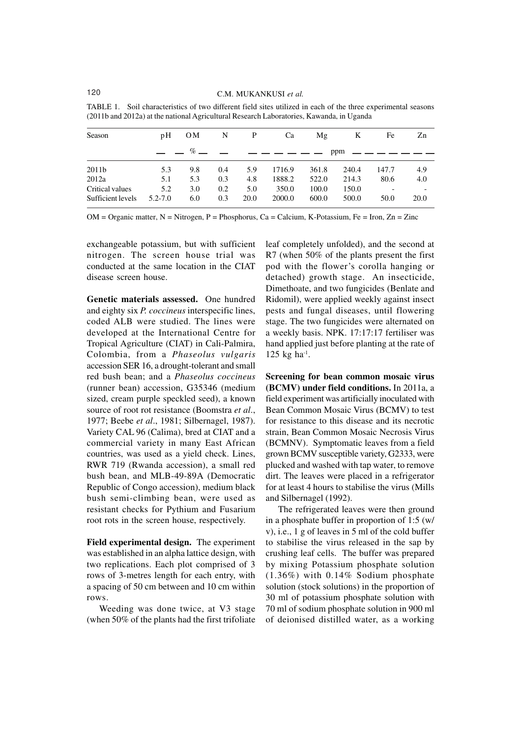TABLE 1. Soil characteristics of two different field sites utilized in each of the three experimental seasons (2011b and 2012a) at the national Agricultural Research Laboratories, Kawanda, in Uganda

| Season | pH | OM | N | P | Ca | Mg | K | Fe | Zn |
|---|---|---|---|---|---|---|---|---|---|
| | | % | | | | ppm | | | |
| 2011b | 5.3 | 9.8 | 0.4 | 5.9 | 1716.9 | 361.8 | 240.4 | 147.7 | 4.9 |
| 2012a | 5.1 | 5.3 | 0.3 | 4.8 | 1888.2 | 522.0 | 214.3 | 80.6 | 4.0 |
| Critical values | 5.2 | 3.0 | 0.2 | 5.0 | 350.0 | 100.0 | 150.0 | - | - |
| Sufficient levels | 5.2-7.0 | 6.0 | 0.3 | 20.0 | 2000.0 | 600.0 | 500.0 | 50.0 | 20.0 |

OM = Organic matter, N = Nitrogen, P = Phosphorus, Ca = Calcium, K-Potassium, Fe = Iron, Zn = Zinc

exchangeable potassium, but with sufficient nitrogen. The screen house trial was conducted at the same location in the CIAT disease screen house.

**Genetic materials assessed.** One hundred and eighty six *P. coccineus* interspecific lines, coded ALB were studied. The lines were developed at the International Centre for Tropical Agriculture (CIAT) in Cali-Palmira, Colombia, from a *Phaseolus vulgaris* accession SER 16, a drought-tolerant and small red bush bean; and a *Phaseolus coccineus* (runner bean) accession, G35346 (medium sized, cream purple speckled seed), a known source of root rot resistance (Boomstra *et al*., 1977; Beebe *et al*., 1981; Silbernagel, 1987). Variety CAL 96 (Calima), bred at CIAT and a commercial variety in many East African countries, was used as a yield check. Lines, RWR 719 (Rwanda accession), a small red bush bean, and MLB-49-89A (Democratic Republic of Congo accession), medium black bush semi-climbing bean, were used as resistant checks for Pythium and Fusarium root rots in the screen house, respectively.

**Field experimental design.** The experiment was established in an alpha lattice design, with two replications. Each plot comprised of 3 rows of 3-metres length for each entry, with a spacing of 50 cm between and 10 cm within rows.

Weeding was done twice, at V3 stage (when 50% of the plants had the first trifoliate leaf completely unfolded), and the second at R7 (when 50% of the plants present the first pod with the flower's corolla hanging or detached) growth stage. An insecticide, Dimethoate, and two fungicides (Benlate and Ridomil), were applied weekly against insect pests and fungal diseases, until flowering stage. The two fungicides were alternated on a weekly basis. NPK. 17:17:17 fertiliser was hand applied just before planting at the rate of 125 kg ha$^{-1}$.

**Screening for bean common mosaic virus (BCMV) under field conditions.** In 2011a, a field experiment was artificially inoculated with Bean Common Mosaic Virus (BCMV) to test for resistance to this disease and its necrotic strain, Bean Common Mosaic Necrosis Virus (BCMNV). Symptomatic leaves from a field grown BCMV susceptible variety, G2333, were plucked and washed with tap water, to remove dirt. The leaves were placed in a refrigerator for at least 4 hours to stabilise the virus (Mills and Silbernagel (1992).

The refrigerated leaves were then ground in a phosphate buffer in proportion of 1:5 (w/v), i.e., 1 g of leaves in 5 ml of the cold buffer to stabilise the virus released in the sap by crushing leaf cells. The buffer was prepared by mixing Potassium phosphate solution (1.36%) with 0.14% Sodium phosphate solution (stock solutions) in the proportion of 30 ml of potassium phosphate solution with 70 ml of sodium phosphate solution in 900 ml of deionised distilled water, as a working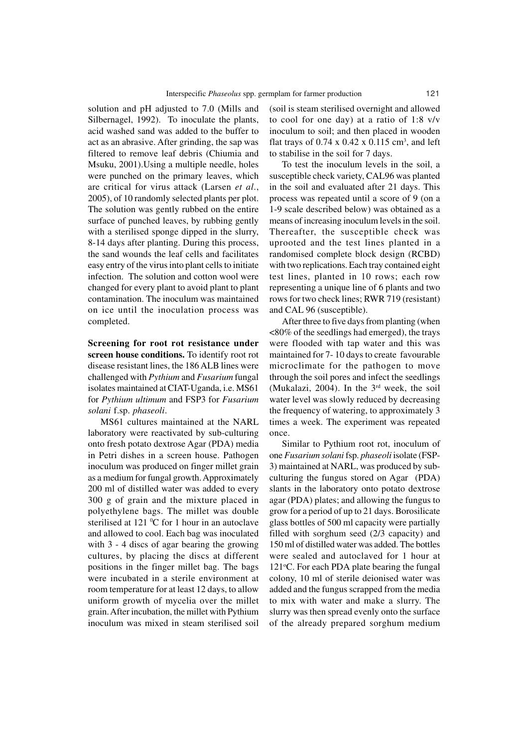solution and pH adjusted to 7.0 (Mills and Silbernagel, 1992). To inoculate the plants, acid washed sand was added to the buffer to act as an abrasive. After grinding, the sap was filtered to remove leaf debris (Chiumia and Msuku, 2001).Using a multiple needle, holes were punched on the primary leaves, which are critical for virus attack (Larsen *et al*., 2005), of 10 randomly selected plants per plot. The solution was gently rubbed on the entire surface of punched leaves, by rubbing gently with a sterilised sponge dipped in the slurry, 8-14 days after planting. During this process, the sand wounds the leaf cells and facilitates easy entry of the virus into plant cells to initiate infection. The solution and cotton wool were changed for every plant to avoid plant to plant contamination. The inoculum was maintained on ice until the inoculation process was completed.

**Screening for root rot resistance under screen house conditions.** To identify root rot disease resistant lines, the 186 ALB lines were challenged with *Pythium* and *Fusarium* fungal isolates maintained at CIAT-Uganda, i.e. MS61 for *Pythium ultimum* and FSP3 for *Fusarium solani* f.sp. *phaseoli*.

MS61 cultures maintained at the NARL laboratory were reactivated by sub-culturing onto fresh potato dextrose Agar (PDA) media in Petri dishes in a screen house. Pathogen inoculum was produced on finger millet grain as a medium for fungal growth. Approximately 200 ml of distilled water was added to every 300 g of grain and the mixture placed in polyethylene bags. The millet was double sterilised at 121 $^0$C for 1 hour in an autoclave and allowed to cool. Each bag was inoculated with 3 - 4 discs of agar bearing the growing cultures, by placing the discs at different positions in the finger millet bag. The bags were incubated in a sterile environment at room temperature for at least 12 days, to allow uniform growth of mycelia over the millet grain. After incubation, the millet with Pythium inoculum was mixed in steam sterilised soil (soil is steam sterilised overnight and allowed to cool for one day) at a ratio of 1:8 v/v inoculum to soil; and then placed in wooden flat trays of 0.74 x 0.42 x 0.115 cm$^3$, and left to stabilise in the soil for 7 days.

To test the inoculum levels in the soil, a susceptible check variety, CAL96 was planted in the soil and evaluated after 21 days. This process was repeated until a score of 9 (on a 1-9 scale described below) was obtained as a means of increasing inoculum levels in the soil. Thereafter, the susceptible check was uprooted and the test lines planted in a randomised complete block design (RCBD) with two replications. Each tray contained eight test lines, planted in 10 rows; each row representing a unique line of 6 plants and two rows for two check lines; RWR 719 (resistant) and CAL 96 (susceptible).

After three to five days from planting (when <80% of the seedlings had emerged), the trays were flooded with tap water and this was maintained for 7- 10 days to create favourable microclimate for the pathogen to move through the soil pores and infect the seedlings (Mukalazi, 2004). In the 3$^{rd}$ week, the soil water level was slowly reduced by decreasing the frequency of watering, to approximately 3 times a week. The experiment was repeated once.

Similar to Pythium root rot, inoculum of one *Fusarium solani* fsp. *phaseoli* isolate (FSP-3) maintained at NARL, was produced by sub-culturing the fungus stored on Agar (PDA) slants in the laboratory onto potato dextrose agar (PDA) plates; and allowing the fungus to grow for a period of up to 21 days. Borosilicate glass bottles of 500 ml capacity were partially filled with sorghum seed (2/3 capacity) and 150 ml of distilled water was added. The bottles were sealed and autoclaved for 1 hour at 121$^o$C. For each PDA plate bearing the fungal colony, 10 ml of sterile deionised water was added and the fungus scrapped from the media to mix with water and make a slurry. The slurry was then spread evenly onto the surface of the already prepared sorghum medium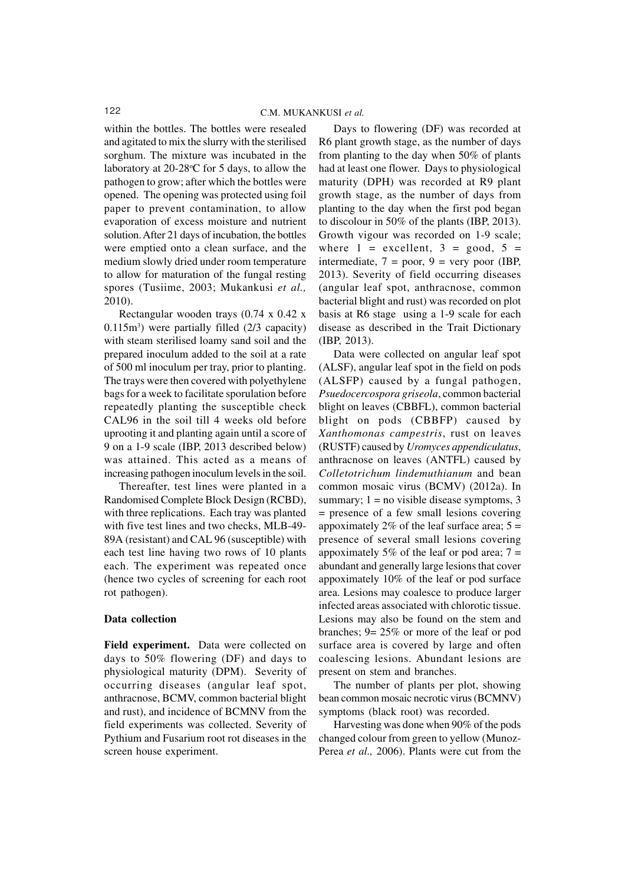within the bottles. The bottles were resealed and agitated to mix the slurry with the sterilised sorghum. The mixture was incubated in the laboratory at 20-28°C for 5 days, to allow the pathogen to grow; after which the bottles were opened. The opening was protected using foil paper to prevent contamination, to allow evaporation of excess moisture and nutrient solution. After 21 days of incubation, the bottles were emptied onto a clean surface, and the medium slowly dried under room temperature to allow for maturation of the fungal resting spores (Tusiime, 2003; Mukankusi *et al.,* 2010).

Rectangular wooden trays (0.74 x 0.42 x 0.115m$^3$) were partially filled (2/3 capacity) with steam sterilised loamy sand soil and the prepared inoculum added to the soil at a rate of 500 ml inoculum per tray, prior to planting. The trays were then covered with polyethylene bags for a week to facilitate sporulation before repeatedly planting the susceptible check CAL96 in the soil till 4 weeks old before uprooting it and planting again until a score of 9 on a 1-9 scale (IBP, 2013 described below) was attained. This acted as a means of increasing pathogen inoculum levels in the soil.

Thereafter, test lines were planted in a Randomised Complete Block Design (RCBD), with three replications. Each tray was planted with five test lines and two checks, MLB-49-89A (resistant) and CAL 96 (susceptible) with each test line having two rows of 10 plants each. The experiment was repeated once (hence two cycles of screening for each root rot pathogen).

## Data collection

**Field experiment.** Data were collected on days to 50% flowering (DF) and days to physiological maturity (DPM). Severity of occurring diseases (angular leaf spot, anthracnose, BCMV, common bacterial blight and rust), and incidence of BCMNV from the field experiments was collected. Severity of Pythium and Fusarium root rot diseases in the screen house experiment.

Days to flowering (DF) was recorded at R6 plant growth stage, as the number of days from planting to the day when 50% of plants had at least one flower. Days to physiological maturity (DPH) was recorded at R9 plant growth stage, as the number of days from planting to the day when the first pod began to discolour in 50% of the plants (IBP, 2013). Growth vigour was recorded on 1-9 scale; where 1 = excellent, 3 = good, 5 = intermediate, 7 = poor, 9 = very poor (IBP, 2013). Severity of field occurring diseases (angular leaf spot, anthracnose, common bacterial blight and rust) was recorded on plot basis at R6 stage using a 1-9 scale for each disease as described in the Trait Dictionary (IBP, 2013).

Data were collected on angular leaf spot (ALSF), angular leaf spot in the field on pods (ALSFP) caused by a fungal pathogen, *Psuedocercospora griseola*, common bacterial blight on leaves (CBBFL), common bacterial blight on pods (CBBFP) caused by *Xanthomonas campestris*, rust on leaves (RUSTF) caused by *Uromyces appendiculatus*, anthracnose on leaves (ANTFL) caused by *Colletotrichum lindemuthianum* and bean common mosaic virus (BCMV) (2012a). In summary; 1 = no visible disease symptoms, 3 = presence of a few small lesions covering appoximately 2% of the leaf surface area; 5 = presence of several small lesions covering appoximately 5% of the leaf or pod area; 7 = abundant and generally large lesions that cover appoximately 10% of the leaf or pod surface area. Lesions may coalesce to produce larger infected areas associated with chlorotic tissue. Lesions may also be found on the stem and branches; 9= 25% or more of the leaf or pod surface area is covered by large and often coalescing lesions. Abundant lesions are present on stem and branches.

The number of plants per plot, showing bean common mosaic necrotic virus (BCMNV) symptoms (black root) was recorded.

Harvesting was done when 90% of the pods changed colour from green to yellow (Munoz-Perea *et al.,* 2006). Plants were cut from the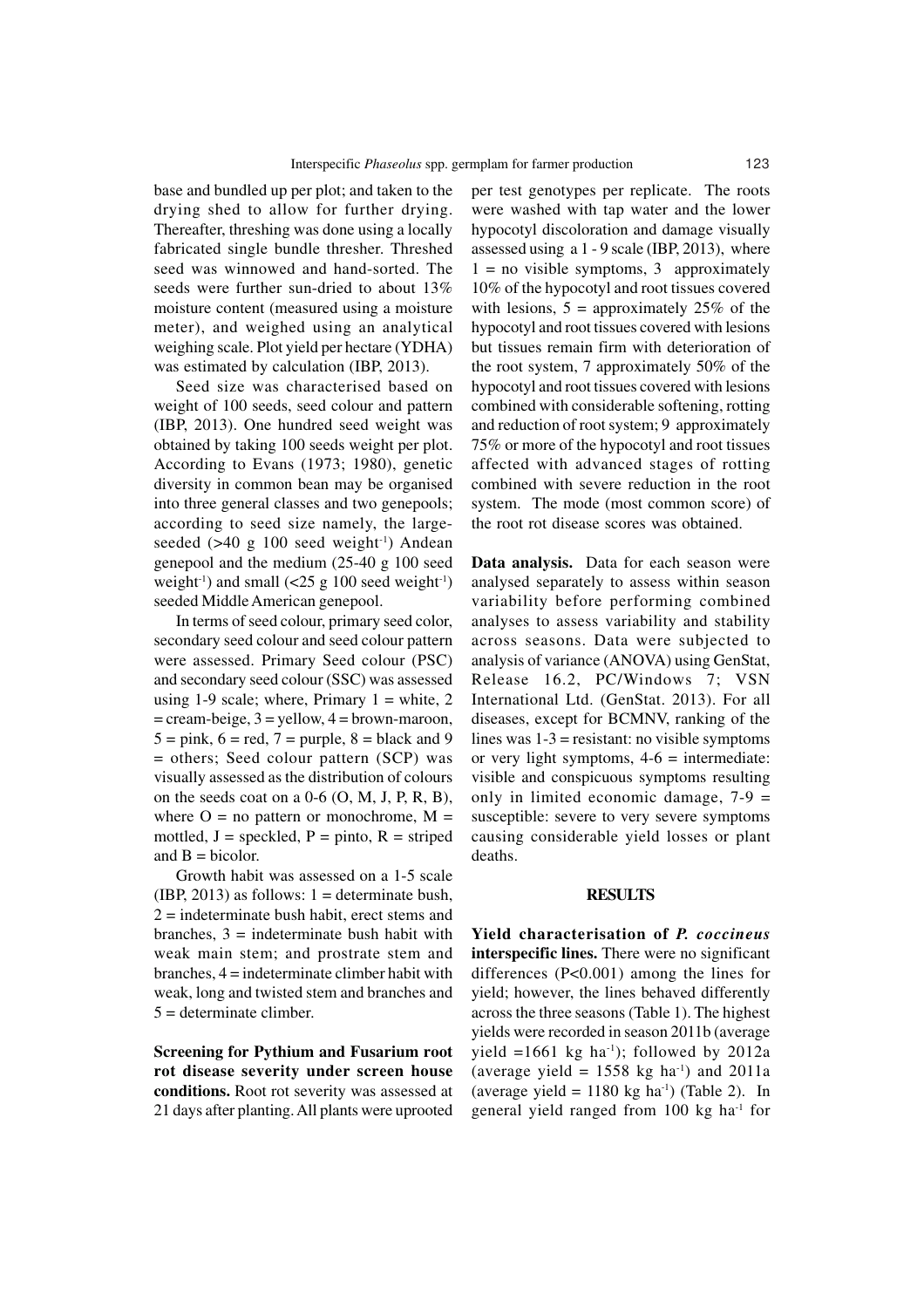base and bundled up per plot; and taken to the drying shed to allow for further drying. Thereafter, threshing was done using a locally fabricated single bundle thresher. Threshed seed was winnowed and hand-sorted. The seeds were further sun-dried to about 13% moisture content (measured using a moisture meter), and weighed using an analytical weighing scale. Plot yield per hectare (YDHA) was estimated by calculation (IBP, 2013).

Seed size was characterised based on weight of 100 seeds, seed colour and pattern (IBP, 2013). One hundred seed weight was obtained by taking 100 seeds weight per plot. According to Evans (1973; 1980), genetic diversity in common bean may be organised into three general classes and two genepools; according to seed size namely, the large-seeded (>40 g 100 seed weight$^{-1}$) Andean genepool and the medium (25-40 g 100 seed weight$^{-1}$) and small (<25 g 100 seed weight$^{-1}$) seeded Middle American genepool.

In terms of seed colour, primary seed color, secondary seed colour and seed colour pattern were assessed. Primary Seed colour (PSC) and secondary seed colour (SSC) was assessed using 1-9 scale; where, Primary 1 = white, 2 = cream-beige, 3 = yellow, 4 = brown-maroon, 5 = pink, 6 = red, 7 = purple, 8 = black and 9 = others; Seed colour pattern (SCP) was visually assessed as the distribution of colours on the seeds coat on a 0-6 (O, M, J, P, R, B), where O = no pattern or monochrome, M = mottled, J = speckled, P = pinto, R = striped and B = bicolor.

Growth habit was assessed on a 1-5 scale (IBP, 2013) as follows: 1 = determinate bush, 2 = indeterminate bush habit, erect stems and branches, 3 = indeterminate bush habit with weak main stem; and prostrate stem and branches, 4 = indeterminate climber habit with weak, long and twisted stem and branches and 5 = determinate climber.

**Screening for Pythium and Fusarium root rot disease severity under screen house conditions.** Root rot severity was assessed at 21 days after planting. All plants were uprooted per test genotypes per replicate. The roots were washed with tap water and the lower hypocotyl discoloration and damage visually assessed using a 1 - 9 scale (IBP, 2013), where 1 = no visible symptoms, 3 approximately 10% of the hypocotyl and root tissues covered with lesions, 5 = approximately 25% of the hypocotyl and root tissues covered with lesions but tissues remain firm with deterioration of the root system, 7 approximately 50% of the hypocotyl and root tissues covered with lesions combined with considerable softening, rotting and reduction of root system; 9 approximately 75% or more of the hypocotyl and root tissues affected with advanced stages of rotting combined with severe reduction in the root system. The mode (most common score) of the root rot disease scores was obtained.

**Data analysis.** Data for each season were analysed separately to assess within season variability before performing combined analyses to assess variability and stability across seasons. Data were subjected to analysis of variance (ANOVA) using GenStat, Release 16.2, PC/Windows 7; VSN International Ltd. (GenStat. 2013). For all diseases, except for BCMNV, ranking of the lines was 1-3 = resistant: no visible symptoms or very light symptoms, 4-6 = intermediate: visible and conspicuous symptoms resulting only in limited economic damage, 7-9 = susceptible: severe to very severe symptoms causing considerable yield losses or plant deaths.

## RESULTS

**Yield characterisation of *P. coccineus* interspecific lines.** There were no significant differences ($P<0.001$) among the lines for yield; however, the lines behaved differently across the three seasons (Table 1). The highest yields were recorded in season 2011b (average yield =1661 kg ha$^{-1}$); followed by 2012a (average yield = 1558 kg ha$^{-1}$) and 2011a (average yield = 1180 kg ha$^{-1}$) (Table 2). In general yield ranged from 100 kg ha$^{-1}$ for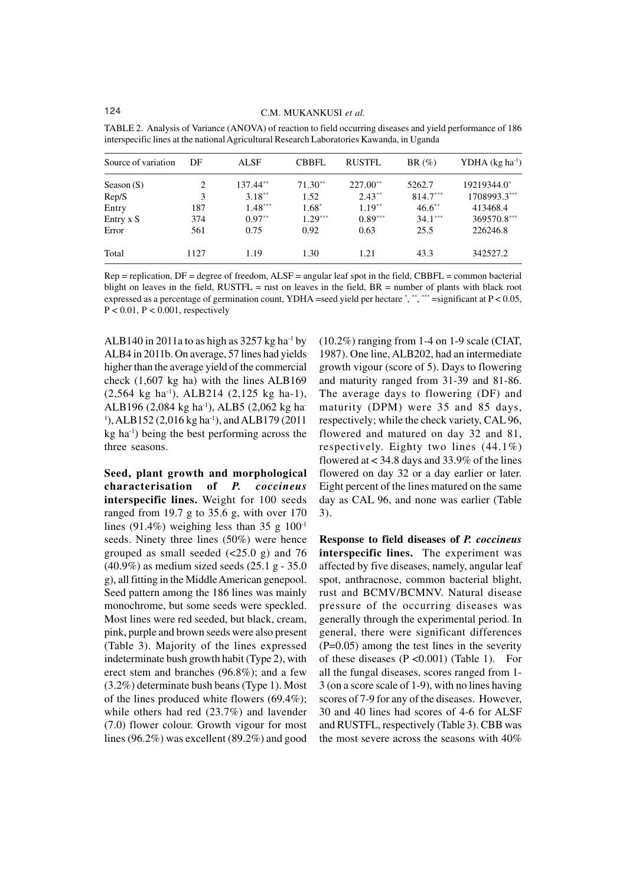TABLE 2. Analysis of Variance (ANOVA) of reaction to field occurring diseases and yield performance of 186 interspecific lines at the national Agricultural Research Laboratories Kawanda, in Uganda

| Source of variation | DF | ALSF | CBBFL | RUSTFL | BR (%) | YDHA (kg ha$^{-1}$) |
|---|---|---|---|---|---|---|
| Season (S) | 2 | 137.44** | 71.30** | 227.00** | 5262.7 | 19219344.0* |
| Rep/S | 3 | 3.18** | 1.52 | 2.43** | 814.7*** | 1708993.3*** |
| Entry | 187 | 1.48*** | 1.68* | 1.19** | 46.6** | 413468.4 |
| Entry x S | 374 | 0.97** | 1.29*** | 0.89*** | 34.1*** | 369570.8*** |
| Error | 561 | 0.75 | 0.92 | 0.63 | 25.5 | 226246.8 |
| Total | 1127 | 1.19 | 1.30 | 1.21 | 43.3 | 342527.2 |

Rep = replication, DF = degree of freedom, ALSF = angular leaf spot in the field, CBBFL = common bacterial blight on leaves in the field, RUSTFL = rust on leaves in the field, BR = number of plants with black root expressed as a percentage of germination count, YDHA =seed yield per hectare *, **, *** =significant at $P < 0.05$, $P < 0.01$, $P < 0.001$, respectively

ALB140 in 2011a to as high as 3257 kg ha$^{-1}$ by ALB4 in 2011b. On average, 57 lines had yields higher than the average yield of the commercial check (1,607 kg ha) with the lines ALB169 (2,564 kg ha$^{-1}$), ALB214 (2,125 kg ha-1), ALB196 (2,084 kg ha$^{-1}$), ALB5 (2,062 kg ha$^{-1}$), ALB152 (2,016 kg ha$^{-1}$), and ALB179 (2011 kg ha$^{-1}$) being the best performing across the three seasons.

**Seed, plant growth and morphological characterisation of *P. coccineus* interspecific lines.** Weight for 100 seeds ranged from 19.7 g to 35.6 g, with over 170 lines (91.4%) weighing less than 35 g 100$^{-1}$ seeds. Ninety three lines (50%) were hence grouped as small seeded (<25.0 g) and 76 (40.9%) as medium sized seeds (25.1 g - 35.0 g), all fitting in the Middle American genepool. Seed pattern among the 186 lines was mainly monochrome, but some seeds were speckled. Most lines were red seeded, but black, cream, pink, purple and brown seeds were also present (Table 3). Majority of the lines expressed indeterminate bush growth habit (Type 2), with erect stem and branches (96.8%); and a few (3.2%) determinate bush beans (Type 1). Most of the lines produced white flowers (69.4%); while others had red (23.7%) and lavender (7.0) flower colour. Growth vigour for most lines (96.2%) was excellent (89.2%) and good (10.2%) ranging from 1-4 on 1-9 scale (CIAT, 1987). One line, ALB202, had an intermediate growth vigour (score of 5). Days to flowering and maturity ranged from 31-39 and 81-86. The average days to flowering (DF) and maturity (DPM) were 35 and 85 days, respectively; while the check variety, CAL 96, flowered and matured on day 32 and 81, respectively. Eighty two lines (44.1%) flowered at < 34.8 days and 33.9% of the lines flowered on day 32 or a day earlier or later. Eight percent of the lines matured on the same day as CAL 96, and none was earlier (Table 3).

**Response to field diseases of *P. coccineus* interspecific lines.** The experiment was affected by five diseases, namely, angular leaf spot, anthracnose, common bacterial blight, rust and BCMV/BCMNV. Natural disease pressure of the occurring diseases was generally through the experimental period. In general, there were significant differences (P=0.05) among the test lines in the severity of these diseases ($P < 0.001$) (Table 1). For all the fungal diseases, scores ranged from 1-3 (on a score scale of 1-9), with no lines having scores of 7-9 for any of the diseases. However, 30 and 40 lines had scores of 4-6 for ALSF and RUSTFL, respectively (Table 3). CBB was the most severe across the seasons with 40%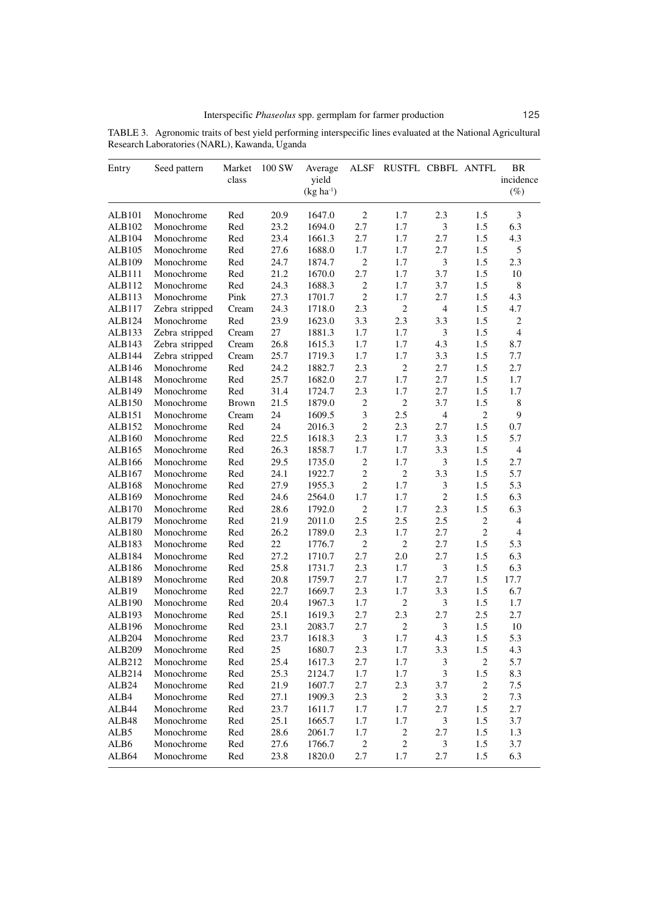TABLE 3. Agronomic traits of best yield performing interspecific lines evaluated at the National Agricultural Research Laboratories (NARL), Kawanda, Uganda

| Entry | Seed pattern | Market class | 100 SW | Average yield (kg ha$^{-1}$) | ALSF | RUSTFL | CBBFL | ANTFL | BR incidence (%) |
|---|---|---|---|---|---|---|---|---|---|
| ALB101 | Monochrome | Red | 20.9 | 1647.0 | 2 | 1.7 | 2.3 | 1.5 | 3 |
| ALB102 | Monochrome | Red | 23.2 | 1694.0 | 2.7 | 1.7 | 3 | 1.5 | 6.3 |
| ALB104 | Monochrome | Red | 23.4 | 1661.3 | 2.7 | 1.7 | 2.7 | 1.5 | 4.3 |
| ALB105 | Monochrome | Red | 27.6 | 1688.0 | 1.7 | 1.7 | 2.7 | 1.5 | 5 |
| ALB109 | Monochrome | Red | 24.7 | 1874.7 | 2 | 1.7 | 3 | 1.5 | 2.3 |
| ALB111 | Monochrome | Red | 21.2 | 1670.0 | 2.7 | 1.7 | 3.7 | 1.5 | 10 |
| ALB112 | Monochrome | Red | 24.3 | 1688.3 | 2 | 1.7 | 3.7 | 1.5 | 8 |
| ALB113 | Monochrome | Pink | 27.3 | 1701.7 | 2 | 1.7 | 2.7 | 1.5 | 4.3 |
| ALB117 | Zebra stripped | Cream | 24.3 | 1718.0 | 2.3 | 2 | 4 | 1.5 | 4.7 |
| ALB124 | Monochrome | Red | 23.9 | 1623.0 | 3.3 | 2.3 | 3.3 | 1.5 | 2 |
| ALB133 | Zebra stripped | Cream | 27 | 1881.3 | 1.7 | 1.7 | 3 | 1.5 | 4 |
| ALB143 | Zebra stripped | Cream | 26.8 | 1615.3 | 1.7 | 1.7 | 4.3 | 1.5 | 8.7 |
| ALB144 | Zebra stripped | Cream | 25.7 | 1719.3 | 1.7 | 1.7 | 3.3 | 1.5 | 7.7 |
| ALB146 | Monochrome | Red | 24.2 | 1882.7 | 2.3 | 2 | 2.7 | 1.5 | 2.7 |
| ALB148 | Monochrome | Red | 25.7 | 1682.0 | 2.7 | 1.7 | 2.7 | 1.5 | 1.7 |
| ALB149 | Monochrome | Red | 31.4 | 1724.7 | 2.3 | 1.7 | 2.7 | 1.5 | 1.7 |
| ALB150 | Monochrome | Brown | 21.5 | 1879.0 | 2 | 2 | 3.7 | 1.5 | 8 |
| ALB151 | Monochrome | Cream | 24 | 1609.5 | 3 | 2.5 | 4 | 2 | 9 |
| ALB152 | Monochrome | Red | 24 | 2016.3 | 2 | 2.3 | 2.7 | 1.5 | 0.7 |
| ALB160 | Monochrome | Red | 22.5 | 1618.3 | 2.3 | 1.7 | 3.3 | 1.5 | 5.7 |
| ALB165 | Monochrome | Red | 26.3 | 1858.7 | 1.7 | 1.7 | 3.3 | 1.5 | 4 |
| ALB166 | Monochrome | Red | 29.5 | 1735.0 | 2 | 1.7 | 3 | 1.5 | 2.7 |
| ALB167 | Monochrome | Red | 24.1 | 1922.7 | 2 | 2 | 3.3 | 1.5 | 5.7 |
| ALB168 | Monochrome | Red | 27.9 | 1955.3 | 2 | 1.7 | 3 | 1.5 | 5.3 |
| ALB169 | Monochrome | Red | 24.6 | 2564.0 | 1.7 | 1.7 | 2 | 1.5 | 6.3 |
| ALB170 | Monochrome | Red | 28.6 | 1792.0 | 2 | 1.7 | 2.3 | 1.5 | 6.3 |
| ALB179 | Monochrome | Red | 21.9 | 2011.0 | 2.5 | 2.5 | 2.5 | 2 | 4 |
| ALB180 | Monochrome | Red | 26.2 | 1789.0 | 2.3 | 1.7 | 2.7 | 2 | 4 |
| ALB183 | Monochrome | Red | 22 | 1776.7 | 2 | 2 | 2.7 | 1.5 | 5.3 |
| ALB184 | Monochrome | Red | 27.2 | 1710.7 | 2.7 | 2.0 | 2.7 | 1.5 | 6.3 |
| ALB186 | Monochrome | Red | 25.8 | 1731.7 | 2.3 | 1.7 | 3 | 1.5 | 6.3 |
| ALB189 | Monochrome | Red | 20.8 | 1759.7 | 2.7 | 1.7 | 2.7 | 1.5 | 17.7 |
| ALB19 | Monochrome | Red | 22.7 | 1669.7 | 2.3 | 1.7 | 3.3 | 1.5 | 6.7 |
| ALB190 | Monochrome | Red | 20.4 | 1967.3 | 1.7 | 2 | 3 | 1.5 | 1.7 |
| ALB193 | Monochrome | Red | 25.1 | 1619.3 | 2.7 | 2.3 | 2.7 | 2.5 | 2.7 |
| ALB196 | Monochrome | Red | 23.1 | 2083.7 | 2.7 | 2 | 3 | 1.5 | 10 |
| ALB204 | Monochrome | Red | 23.7 | 1618.3 | 3 | 1.7 | 4.3 | 1.5 | 5.3 |
| ALB209 | Monochrome | Red | 25 | 1680.7 | 2.3 | 1.7 | 3.3 | 1.5 | 4.3 |
| ALB212 | Monochrome | Red | 25.4 | 1617.3 | 2.7 | 1.7 | 3 | 2 | 5.7 |
| ALB214 | Monochrome | Red | 25.3 | 2124.7 | 1.7 | 1.7 | 3 | 1.5 | 8.3 |
| ALB24 | Monochrome | Red | 21.9 | 1607.7 | 2.7 | 2.3 | 3.7 | 2 | 7.5 |
| ALB4 | Monochrome | Red | 27.1 | 1909.3 | 2.3 | 2 | 3.3 | 2 | 7.3 |
| ALB44 | Monochrome | Red | 23.7 | 1611.7 | 1.7 | 1.7 | 2.7 | 1.5 | 2.7 |
| ALB48 | Monochrome | Red | 25.1 | 1665.7 | 1.7 | 1.7 | 3 | 1.5 | 3.7 |
| ALB5 | Monochrome | Red | 28.6 | 2061.7 | 1.7 | 2 | 2.7 | 1.5 | 1.3 |
| ALB6 | Monochrome | Red | 27.6 | 1766.7 | 2 | 2 | 3 | 1.5 | 3.7 |
| ALB64 | Monochrome | Red | 23.8 | 1820.0 | 2.7 | 1.7 | 2.7 | 1.5 | 6.3 |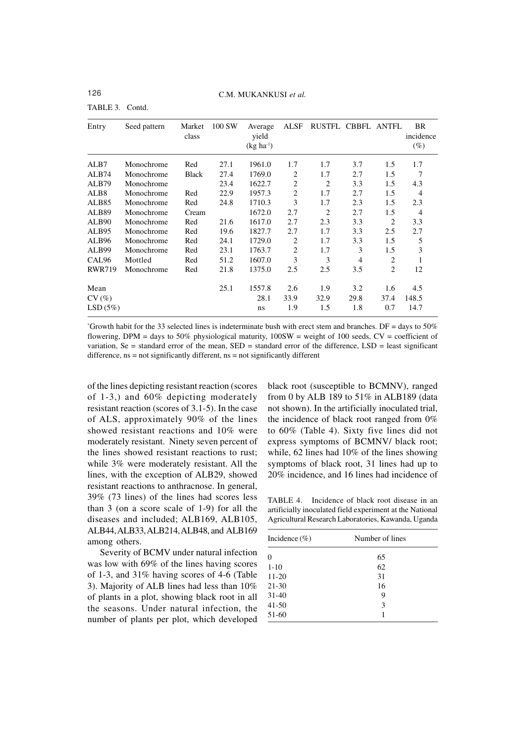TABLE 3. Contd.

| Entry | Seed pattern | Market class | 100 SW | Average yield (kg ha$^{-1}$) | ALSF | RUSTFL | CBBFL | ANTFL | BR incidence (%) |
|---|---|---|---|---|---|---|---|---|---|
| ALB7 | Monochrome | Red | 27.1 | 1961.0 | 1.7 | 1.7 | 3.7 | 1.5 | 1.7 |
| ALB74 | Monochrome | Black | 27.4 | 1769.0 | 2 | 1.7 | 2.7 | 1.5 | 7 |
| ALB79 | Monochrome | | 23.4 | 1622.7 | 2 | 2 | 3.3 | 1.5 | 4.3 |
| ALB8 | Monochrome | Red | 22.9 | 1957.3 | 2 | 1.7 | 2.7 | 1.5 | 4 |
| ALB85 | Monochrome | Red | 24.8 | 1710.3 | 3 | 1.7 | 2.3 | 1.5 | 2.3 |
| ALB89 | Monochrome | Cream | | 1672.0 | 2.7 | 2 | 2.7 | 1.5 | 4 |
| ALB90 | Monochrome | Red | 21.6 | 1617.0 | 2.7 | 2.3 | 3.3 | 2 | 3.3 |
| ALB95 | Monochrome | Red | 19.6 | 1827.7 | 2.7 | 1.7 | 3.3 | 2.5 | 2.7 |
| ALB96 | Monochrome | Red | 24.1 | 1729.0 | 2 | 1.7 | 3.3 | 1.5 | 5 |
| ALB99 | Monochrome | Red | 23.1 | 1763.7 | 2 | 1.7 | 3 | 1.5 | 3 |
| CAL96 | Mottled | Red | 51.2 | 1607.0 | 3 | 3 | 4 | 2 | 1 |
| RWR719 | Monochrome | Red | 21.8 | 1375.0 | 2.5 | 2.5 | 3.5 | 2 | 12 |
| Mean | | | 25.1 | 1557.8 | 2.6 | 1.9 | 3.2 | 1.6 | 4.5 |
| CV (%) | | | | 28.1 | 33.9 | 32.9 | 29.8 | 37.4 | 148.5 |
| LSD (5%) | | | | ns | 1.9 | 1.5 | 1.8 | 0.7 | 14.7 |

*Growth habit for the 33 selected lines is indeterminate bush with erect stem and branches. DF = days to 50% flowering, DPM = days to 50% physiological maturity, 100SW = weight of 100 seeds, CV = coefficient of variation, Se = standard error of the mean, SED = standard error of the difference, LSD = least significant difference, ns = not significantly different, ns = not significantly different

of the lines depicting resistant reaction (scores of 1-3,) and 60% depicting moderately resistant reaction (scores of 3.1-5). In the case of ALS, approximately 90% of the lines showed resistant reactions and 10% were moderately resistant. Ninety seven percent of the lines showed resistant reactions to rust; while 3% were moderately resistant. All the lines, with the exception of ALB29, showed resistant reactions to anthracnose. In general, 39% (73 lines) of the lines had scores less than 3 (on a score scale of 1-9) for all the diseases and included; ALB169, ALB105, ALB44, ALB33, ALB214, ALB48, and ALB169 among others.

Severity of BCMV under natural infection was low with 69% of the lines having scores of 1-3, and 31% having scores of 4-6 (Table 3). Majority of ALB lines had less than 10% of plants in a plot, showing black root in all the seasons. Under natural infection, the number of plants per plot, which developed black root (susceptible to BCMNV), ranged from 0 by ALB 189 to 51% in ALB189 (data not shown). In the artificially inoculated trial, the incidence of black root ranged from 0% to 60% (Table 4). Sixty five lines did not express symptoms of BCMNV/ black root; while, 62 lines had 10% of the lines showing symptoms of black root, 31 lines had up to 20% incidence, and 16 lines had incidence of

TABLE 4. Incidence of black root disease in an artificially inoculated field experiment at the National Agricultural Research Laboratories, Kawanda, Uganda

| Incidence (%) | Number of lines |
|---|---|
| 0 | 65 |
| 1-10 | 62 |
| 11-20 | 31 |
| 21-30 | 16 |
| 31-40 | 9 |
| 41-50 | 3 |
| 51-60 | 1 |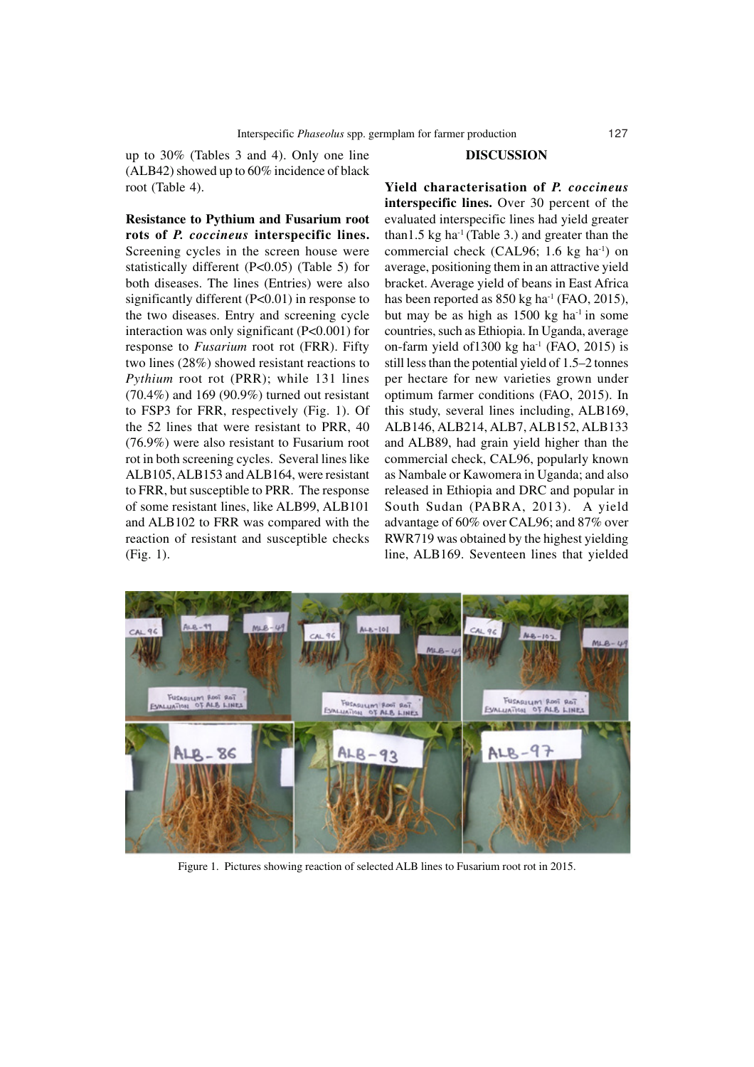up to 30% (Tables 3 and 4). Only one line (ALB42) showed up to 60% incidence of black root (Table 4).

**Resistance to Pythium and Fusarium root rots of *P. coccineus* interspecific lines.** Screening cycles in the screen house were statistically different ($P<0.05$) (Table 5) for both diseases. The lines (Entries) were also significantly different ($P<0.01$) in response to the two diseases. Entry and screening cycle interaction was only significant ($P<0.001$) for response to *Fusarium* root rot (FRR). Fifty two lines (28%) showed resistant reactions to *Pythium* root rot (PRR); while 131 lines (70.4%) and 169 (90.9%) turned out resistant to FSP3 for FRR, respectively (Fig. 1). Of the 52 lines that were resistant to PRR, 40 (76.9%) were also resistant to Fusarium root rot in both screening cycles. Several lines like ALB105, ALB153 and ALB164, were resistant to FRR, but susceptible to PRR. The response of some resistant lines, like ALB99, ALB101 and ALB102 to FRR was compared with the reaction of resistant and susceptible checks (Fig. 1).

## DISCUSSION

**Yield characterisation of *P. coccineus* interspecific lines.** Over 30 percent of the evaluated interspecific lines had yield greater than1.5 kg ha$^{-1}$ (Table 3.) and greater than the commercial check (CAL96; 1.6 kg ha$^{-1}$) on average, positioning them in an attractive yield bracket. Average yield of beans in East Africa has been reported as 850 kg ha$^{-1}$ (FAO, 2015), but may be as high as 1500 kg ha$^{-1}$ in some countries, such as Ethiopia. In Uganda, average on-farm yield of1300 kg ha$^{-1}$ (FAO, 2015) is still less than the potential yield of 1.5–2 tonnes per hectare for new varieties grown under optimum farmer conditions (FAO, 2015). In this study, several lines including, ALB169, ALB146, ALB214, ALB7, ALB152, ALB133 and ALB89, had grain yield higher than the commercial check, CAL96, popularly known as Nambale or Kawomera in Uganda; and also released in Ethiopia and DRC and popular in South Sudan (PABRA, 2013). A yield advantage of 60% over CAL96; and 87% over RWR719 was obtained by the highest yielding line, ALB169. Seventeen lines that yielded

Figure 1. Pictures showing reaction of selected ALB lines to Fusarium root rot in 2015.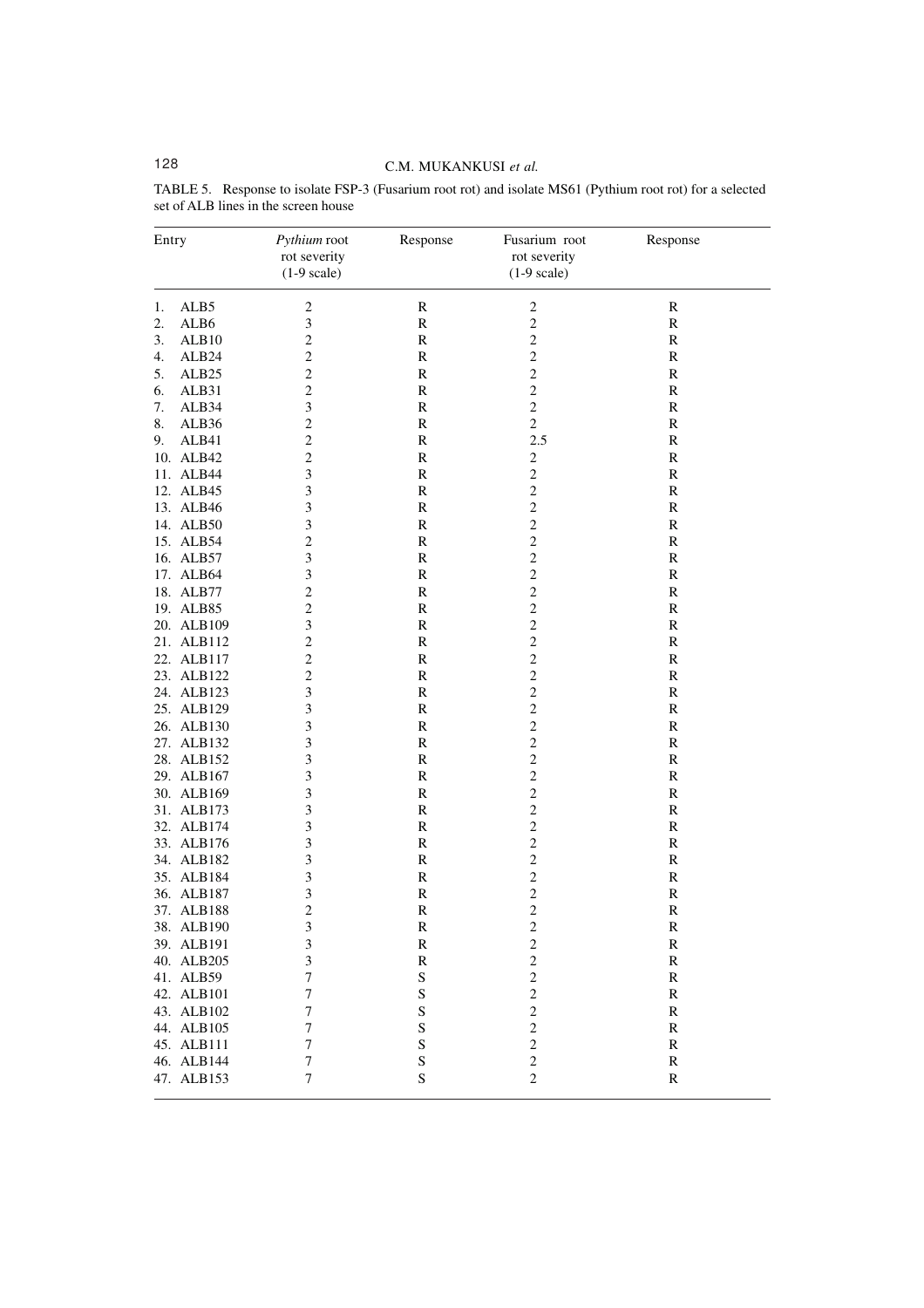TABLE 5. Response to isolate FSP-3 (Fusarium root rot) and isolate MS61 (Pythium root rot) for a selected set of ALB lines in the screen house

| Entry | *Pythium* root rot severity (1-9 scale) | Response | Fusarium root rot severity (1-9 scale) | Response |
|---|---|---|---|---|
| 1. ALB5 | 2 | R | 2 | R |
| 2. ALB6 | 3 | R | 2 | R |
| 3. ALB10 | 2 | R | 2 | R |
| 4. ALB24 | 2 | R | 2 | R |
| 5. ALB25 | 2 | R | 2 | R |
| 6. ALB31 | 2 | R | 2 | R |
| 7. ALB34 | 3 | R | 2 | R |
| 8. ALB36 | 2 | R | 2 | R |
| 9. ALB41 | 2 | R | 2.5 | R |
| 10. ALB42 | 2 | R | 2 | R |
| 11. ALB44 | 3 | R | 2 | R |
| 12. ALB45 | 3 | R | 2 | R |
| 13. ALB46 | 3 | R | 2 | R |
| 14. ALB50 | 3 | R | 2 | R |
| 15. ALB54 | 2 | R | 2 | R |
| 16. ALB57 | 3 | R | 2 | R |
| 17. ALB64 | 3 | R | 2 | R |
| 18. ALB77 | 2 | R | 2 | R |
| 19. ALB85 | 2 | R | 2 | R |
| 20. ALB109 | 3 | R | 2 | R |
| 21. ALB112 | 2 | R | 2 | R |
| 22. ALB117 | 2 | R | 2 | R |
| 23. ALB122 | 2 | R | 2 | R |
| 24. ALB123 | 3 | R | 2 | R |
| 25. ALB129 | 3 | R | 2 | R |
| 26. ALB130 | 3 | R | 2 | R |
| 27. ALB132 | 3 | R | 2 | R |
| 28. ALB152 | 3 | R | 2 | R |
| 29. ALB167 | 3 | R | 2 | R |
| 30. ALB169 | 3 | R | 2 | R |
| 31. ALB173 | 3 | R | 2 | R |
| 32. ALB174 | 3 | R | 2 | R |
| 33. ALB176 | 3 | R | 2 | R |
| 34. ALB182 | 3 | R | 2 | R |
| 35. ALB184 | 3 | R | 2 | R |
| 36. ALB187 | 3 | R | 2 | R |
| 37. ALB188 | 2 | R | 2 | R |
| 38. ALB190 | 3 | R | 2 | R |
| 39. ALB191 | 3 | R | 2 | R |
| 40. ALB205 | 3 | R | 2 | R |
| 41. ALB59 | 7 | S | 2 | R |
| 42. ALB101 | 7 | S | 2 | R |
| 43. ALB102 | 7 | S | 2 | R |
| 44. ALB105 | 7 | S | 2 | R |
| 45. ALB111 | 7 | S | 2 | R |
| 46. ALB144 | 7 | S | 2 | R |
| 47. ALB153 | 7 | S | 2 | R |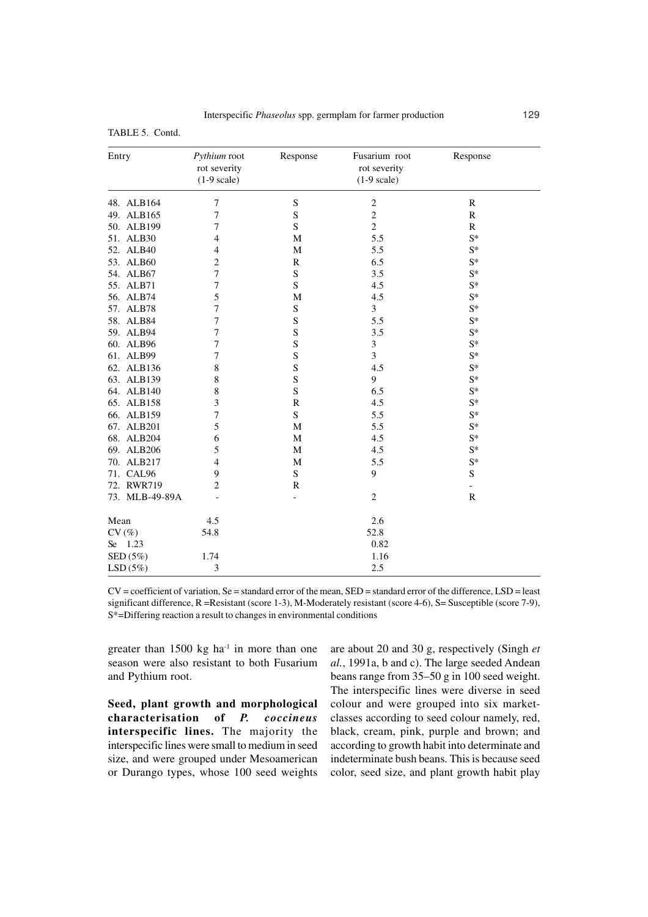TABLE 5. Contd.

| Entry | *Pythium* root rot severity (1-9 scale) | Response | Fusarium root rot severity (1-9 scale) | Response |
|---|---|---|---|---|
| 48. ALB164 | 7 | S | 2 | R |
| 49. ALB165 | 7 | S | 2 | R |
| 50. ALB199 | 7 | S | 2 | R |
| 51. ALB30 | 4 | M | 5.5 | S* |
| 52. ALB40 | 4 | M | 5.5 | S* |
| 53. ALB60 | 2 | R | 6.5 | S* |
| 54. ALB67 | 7 | S | 3.5 | S* |
| 55. ALB71 | 7 | S | 4.5 | S* |
| 56. ALB74 | 5 | M | 4.5 | S* |
| 57. ALB78 | 7 | S | 3 | S* |
| 58. ALB84 | 7 | S | 5.5 | S* |
| 59. ALB94 | 7 | S | 3.5 | S* |
| 60. ALB96 | 7 | S | 3 | S* |
| 61. ALB99 | 7 | S | 3 | S* |
| 62. ALB136 | 8 | S | 4.5 | S* |
| 63. ALB139 | 8 | S | 9 | S* |
| 64. ALB140 | 8 | S | 6.5 | S* |
| 65. ALB158 | 3 | R | 4.5 | S* |
| 66. ALB159 | 7 | S | 5.5 | S* |
| 67. ALB201 | 5 | M | 5.5 | S* |
| 68. ALB204 | 6 | M | 4.5 | S* |
| 69. ALB206 | 5 | M | 4.5 | S* |
| 70. ALB217 | 4 | M | 5.5 | S* |
| 71. CAL96 | 9 | S | 9 | S |
| 72. RWR719 | 2 | R | | - |
| 73. MLB-49-89A | - | - | 2 | R |
| Mean | 4.5 | | 2.6 | |
| CV (%) | 54.8 | | 52.8 | |
| Se 1.23 | | | 0.82 | |
| SED (5%) | 1.74 | | 1.16 | |
| LSD (5%) | 3 | | 2.5 | |

CV = coefficient of variation, Se = standard error of the mean, SED = standard error of the difference, LSD = least significant difference, R =Resistant (score 1-3), M-Moderately resistant (score 4-6), S= Susceptible (score 7-9), S*=Differing reaction a result to changes in environmental conditions

greater than 1500 kg ha$^{-1}$ in more than one season were also resistant to both Fusarium and Pythium root.

**Seed, plant growth and morphological characterisation of *P. coccineus* interspecific lines.** The majority the interspecific lines were small to medium in seed size, and were grouped under Mesoamerican or Durango types, whose 100 seed weights are about 20 and 30 g, respectively (Singh *et al.*, 1991a, b and c). The large seeded Andean beans range from 35–50 g in 100 seed weight. The interspecific lines were diverse in seed colour and were grouped into six market-classes according to seed colour namely, red, black, cream, pink, purple and brown; and according to growth habit into determinate and indeterminate bush beans. This is because seed color, seed size, and plant growth habit play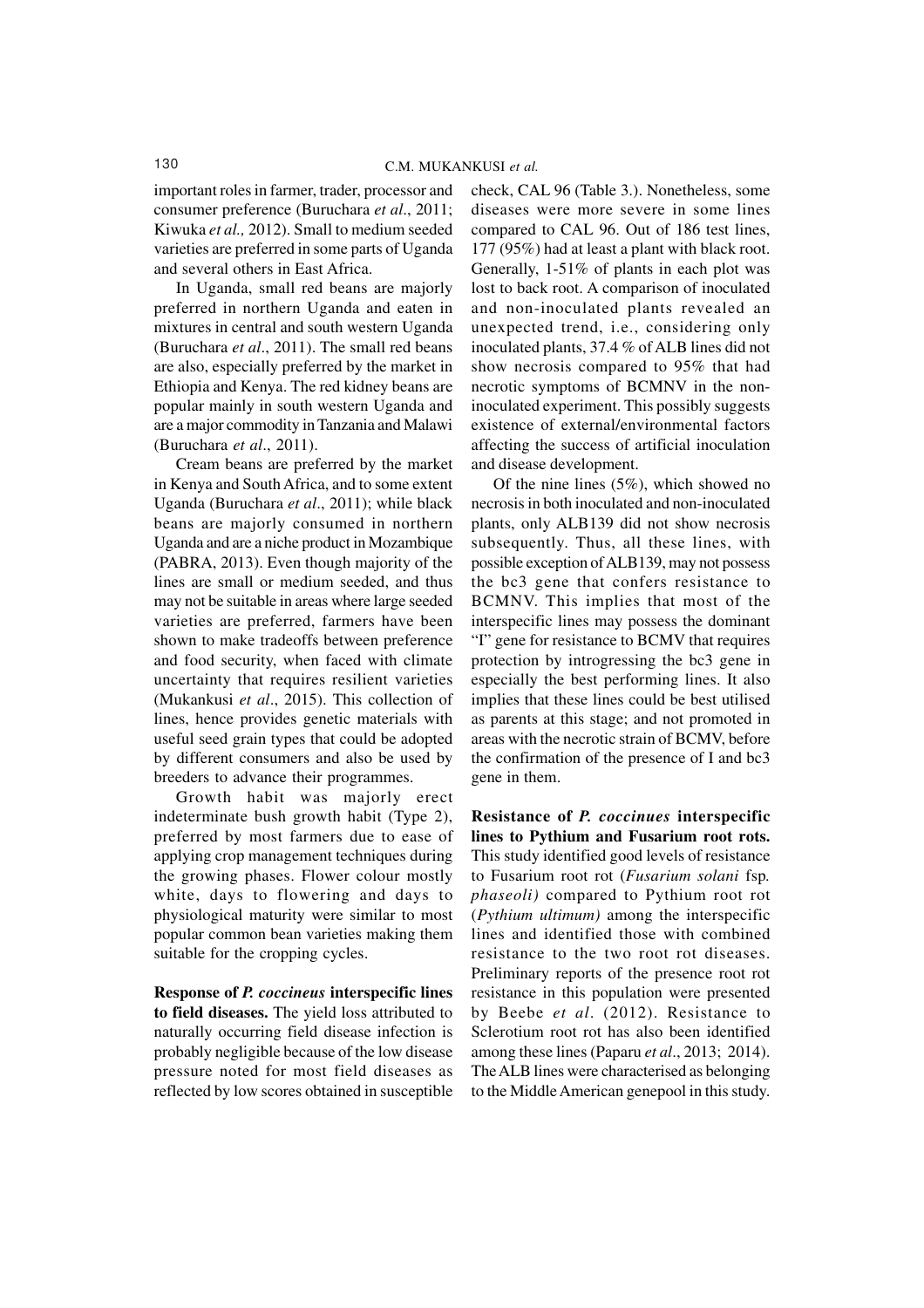important roles in farmer, trader, processor and consumer preference (Buruchara *et al*., 2011; Kiwuka *et al.,* 2012). Small to medium seeded varieties are preferred in some parts of Uganda and several others in East Africa.

In Uganda, small red beans are majorly preferred in northern Uganda and eaten in mixtures in central and south western Uganda (Buruchara *et al*., 2011). The small red beans are also, especially preferred by the market in Ethiopia and Kenya. The red kidney beans are popular mainly in south western Uganda and are a major commodity in Tanzania and Malawi (Buruchara *et al*., 2011).

Cream beans are preferred by the market in Kenya and South Africa, and to some extent Uganda (Buruchara *et al*., 2011); while black beans are majorly consumed in northern Uganda and are a niche product in Mozambique (PABRA, 2013). Even though majority of the lines are small or medium seeded, and thus may not be suitable in areas where large seeded varieties are preferred, farmers have been shown to make tradeoffs between preference and food security, when faced with climate uncertainty that requires resilient varieties (Mukankusi *et al*., 2015). This collection of lines, hence provides genetic materials with useful seed grain types that could be adopted by different consumers and also be used by breeders to advance their programmes.

Growth habit was majorly erect indeterminate bush growth habit (Type 2), preferred by most farmers due to ease of applying crop management techniques during the growing phases. Flower colour mostly white, days to flowering and days to physiological maturity were similar to most popular common bean varieties making them suitable for the cropping cycles.

**Response of *P. coccineus* interspecific lines to field diseases.** The yield loss attributed to naturally occurring field disease infection is probably negligible because of the low disease pressure noted for most field diseases as reflected by low scores obtained in susceptible check, CAL 96 (Table 3.). Nonetheless, some diseases were more severe in some lines compared to CAL 96. Out of 186 test lines, 177 (95%) had at least a plant with black root. Generally, 1-51% of plants in each plot was lost to back root. A comparison of inoculated and non-inoculated plants revealed an unexpected trend, i.e., considering only inoculated plants, 37.4 % of ALB lines did not show necrosis compared to 95% that had necrotic symptoms of BCMNV in the non-inoculated experiment. This possibly suggests existence of external/environmental factors affecting the success of artificial inoculation and disease development.

Of the nine lines (5%), which showed no necrosis in both inoculated and non-inoculated plants, only ALB139 did not show necrosis subsequently. Thus, all these lines, with possible exception of ALB139, may not possess the bc3 gene that confers resistance to BCMNV. This implies that most of the interspecific lines may possess the dominant "I" gene for resistance to BCMV that requires protection by introgressing the bc3 gene in especially the best performing lines. It also implies that these lines could be best utilised as parents at this stage; and not promoted in areas with the necrotic strain of BCMV, before the confirmation of the presence of I and bc3 gene in them.

**Resistance of *P. coccinues* interspecific lines to Pythium and Fusarium root rots.** This study identified good levels of resistance to Fusarium root rot (*Fusarium solani* fsp. *phaseoli)* compared to Pythium root rot (*Pythium ultimum)* among the interspecific lines and identified those with combined resistance to the two root rot diseases. Preliminary reports of the presence root rot resistance in this population were presented by Beebe *et al*. (2012). Resistance to Sclerotium root rot has also been identified among these lines (Paparu *et al*., 2013; 2014). The ALB lines were characterised as belonging to the Middle American genepool in this study.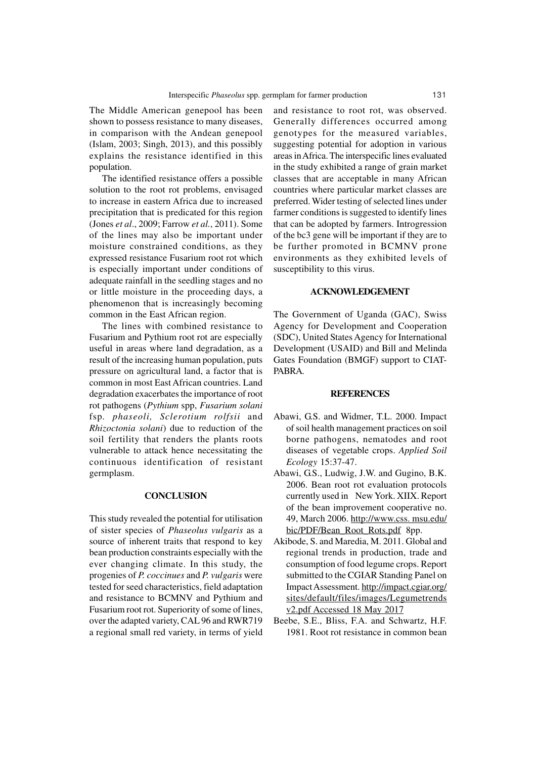The Middle American genepool has been shown to possess resistance to many diseases, in comparison with the Andean genepool (Islam, 2003; Singh, 2013), and this possibly explains the resistance identified in this population.

The identified resistance offers a possible solution to the root rot problems, envisaged to increase in eastern Africa due to increased precipitation that is predicated for this region (Jones *et al*., 2009; Farrow *et al.*, 2011). Some of the lines may also be important under moisture constrained conditions, as they expressed resistance Fusarium root rot which is especially important under conditions of adequate rainfall in the seedling stages and no or little moisture in the proceeding days, a phenomenon that is increasingly becoming common in the East African region.

The lines with combined resistance to Fusarium and Pythium root rot are especially useful in areas where land degradation, as a result of the increasing human population, puts pressure on agricultural land, a factor that is common in most East African countries. Land degradation exacerbates the importance of root rot pathogens (*Pythium* spp, *Fusarium solani* fsp. *phaseoli, Sclerotium rolfsii* and *Rhizoctonia solani*) due to reduction of the soil fertility that renders the plants roots vulnerable to attack hence necessitating the continuous identification of resistant germplasm.

## CONCLUSION

This study revealed the potential for utilisation of sister species of *Phaseolus vulgaris* as a source of inherent traits that respond to key bean production constraints especially with the ever changing climate. In this study, the progenies of *P. coccinues* and *P. vulgaris* were tested for seed characteristics, field adaptation and resistance to BCMNV and Pythium and Fusarium root rot. Superiority of some of lines, over the adapted variety, CAL 96 and RWR719 a regional small red variety, in terms of yield and resistance to root rot, was observed. Generally differences occurred among genotypes for the measured variables, suggesting potential for adoption in various areas in Africa. The interspecific lines evaluated in the study exhibited a range of grain market classes that are acceptable in many African countries where particular market classes are preferred. Wider testing of selected lines under farmer conditions is suggested to identify lines that can be adopted by farmers. Introgression of the bc3 gene will be important if they are to be further promoted in BCMNV prone environments as they exhibited levels of susceptibility to this virus.

## ACKNOWLEDGEMENT

The Government of Uganda (GAC), Swiss Agency for Development and Cooperation (SDC), United States Agency for International Development (USAID) and Bill and Melinda Gates Foundation (BMGF) support to CIAT-PABRA.

## REFERENCES

Abawi, G.S. and Widmer, T.L. 2000. Impact of soil health management practices on soil borne pathogens, nematodes and root diseases of vegetable crops. *Applied Soil Ecology* 15:37-47.

Abawi, G.S., Ludwig, J.W. and Gugino, B.K. 2006. Bean root rot evaluation protocols currently used in New York. XIIX. Report of the bean improvement cooperative no. 49, March 2006. http://www.css. msu.edu/bic/PDF/Bean_Root_Rots.pdf 8pp.

Akibode, S. and Maredia, M. 2011. Global and regional trends in production, trade and consumption of food legume crops. Report submitted to the CGIAR Standing Panel on Impact Assessment. http://impact.cgiar.org/sites/default/files/images/Legumetrendsv2.pdf Accessed 18 May 2017

Beebe, S.E., Bliss, F.A. and Schwartz, H.F. 1981. Root rot resistance in common bean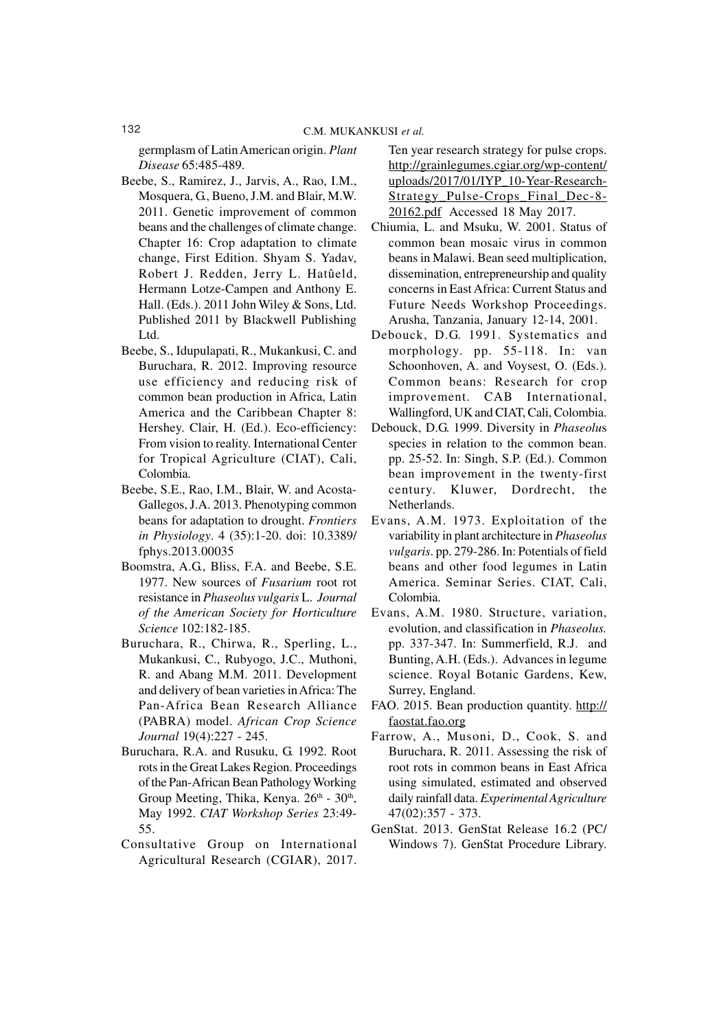germplasm of Latin American origin. *Plant Disease* 65:485-489.

Beebe, S., Ramirez, J., Jarvis, A., Rao, I.M., Mosquera, G., Bueno, J.M. and Blair, M.W. 2011. Genetic improvement of common beans and the challenges of climate change. Chapter 16: Crop adaptation to climate change, First Edition. Shyam S. Yadav, Robert J. Redden, Jerry L. Hatûeld, Hermann Lotze-Campen and Anthony E. Hall. (Eds.). 2011 John Wiley & Sons, Ltd. Published 2011 by Blackwell Publishing Ltd.

Beebe, S., Idupulapati, R., Mukankusi, C. and Buruchara, R. 2012. Improving resource use efficiency and reducing risk of common bean production in Africa, Latin America and the Caribbean Chapter 8: Hershey. Clair, H. (Ed.). Eco-efficiency: From vision to reality. International Center for Tropical Agriculture (CIAT), Cali, Colombia.

Beebe, S.E., Rao, I.M., Blair, W. and Acosta-Gallegos, J.A. 2013. Phenotyping common beans for adaptation to drought. *Frontiers in Physiology*. 4 (35):1-20. doi: 10.3389/fphys.2013.00035

Boomstra, A.G., Bliss, F.A. and Beebe, S.E. 1977. New sources of *Fusarium* root rot resistance in *Phaseolus vulgaris* L. *Journal of the American Society for Horticulture Science* 102:182-185.

Buruchara, R., Chirwa, R., Sperling, L., Mukankusi, C., Rubyogo, J.C., Muthoni, R. and Abang M.M. 2011. Development and delivery of bean varieties in Africa: The Pan-Africa Bean Research Alliance (PABRA) model. *African Crop Science Journal* 19(4):227 - 245.

Buruchara, R.A. and Rusuku, G. 1992. Root rots in the Great Lakes Region. Proceedings of the Pan-African Bean Pathology Working Group Meeting, Thika, Kenya. 26th - 30th, May 1992. *CIAT Workshop Series* 23:49-55.

Consultative Group on International Agricultural Research (CGIAR), 2017. Ten year research strategy for pulse crops. http://grainlegumes.cgiar.org/wp-content/uploads/2017/01/IYP_10-Year-Research-Strategy_Pulse-Crops_Final_Dec-8-20162.pdf Accessed 18 May 2017.

Chiumia, L. and Msuku, W. 2001. Status of common bean mosaic virus in common beans in Malawi. Bean seed multiplication, dissemination, entrepreneurship and quality concerns in East Africa: Current Status and Future Needs Workshop Proceedings. Arusha, Tanzania, January 12-14, 2001.

Debouck, D.G. 1991. Systematics and morphology. pp. 55-118. In: van Schoonhoven, A. and Voysest, O. (Eds.). Common beans: Research for crop improvement. CAB International, Wallingford, UK and CIAT, Cali, Colombia.

Debouck, D.G. 1999. Diversity in *Phaseolus* species in relation to the common bean. pp. 25-52. In: Singh, S.P. (Ed.). Common bean improvement in the twenty-first century. Kluwer, Dordrecht, the Netherlands.

Evans, A.M. 1973. Exploitation of the variability in plant architecture in *Phaseolus vulgaris*. pp. 279-286. In: Potentials of field beans and other food legumes in Latin America. Seminar Series. CIAT, Cali, Colombia.

Evans, A.M. 1980. Structure, variation, evolution, and classification in *Phaseolus.* pp. 337-347. In: Summerfield, R.J. and Bunting, A.H. (Eds.). Advances in legume science. Royal Botanic Gardens, Kew, Surrey, England.

FAO. 2015. Bean production quantity. http://faostat.fao.org

Farrow, A., Musoni, D., Cook, S. and Buruchara, R. 2011. Assessing the risk of root rots in common beans in East Africa using simulated, estimated and observed daily rainfall data. *Experimental Agriculture* 47(02):357 - 373.

GenStat. 2013. GenStat Release 16.2 (PC/Windows 7). GenStat Procedure Library.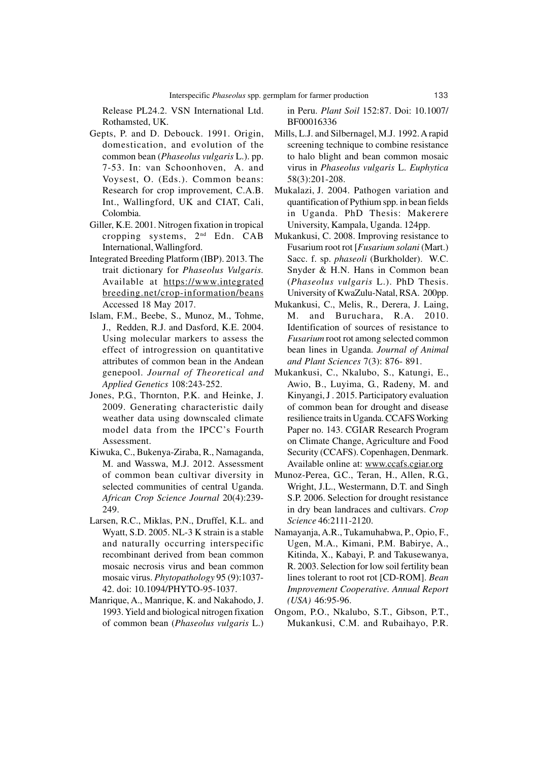Release PL24.2. VSN International Ltd. Rothamsted, UK.

Gepts, P. and D. Debouck. 1991. Origin, domestication, and evolution of the common bean (*Phaseolus vulgaris* L.). pp. 7-53. In: van Schoonhoven, A. and Voysest, O. (Eds.). Common beans: Research for crop improvement, C.A.B. Int., Wallingford, UK and CIAT, Cali, Colombia.

Giller, K.E. 2001. Nitrogen fixation in tropical cropping systems, 2nd Edn. CAB International, Wallingford.

Integrated Breeding Platform (IBP). 2013. The trait dictionary for *Phaseolus Vulgaris.* Available at https://www.integratedbreeding.net/crop-information/beans Accessed 18 May 2017.

Islam, F.M., Beebe, S., Munoz, M., Tohme, J., Redden, R.J. and Dasford, K.E. 2004. Using molecular markers to assess the effect of introgression on quantitative attributes of common bean in the Andean genepool. *Journal of Theoretical and Applied Genetics* 108:243-252.

Jones, P.G., Thornton, P.K. and Heinke, J. 2009. Generating characteristic daily weather data using downscaled climate model data from the IPCC's Fourth Assessment.

Kiwuka, C., Bukenya-Ziraba, R., Namaganda, M. and Wasswa, M.J. 2012. Assessment of common bean cultivar diversity in selected communities of central Uganda. *African Crop Science Journal* 20(4):239-249.

Larsen, R.C., Miklas, P.N., Druffel, K.L. and Wyatt, S.D. 2005. NL-3 K strain is a stable and naturally occurring interspecific recombinant derived from bean common mosaic necrosis virus and bean common mosaic virus. *Phytopathology* 95 (9):1037-42. doi: 10.1094/PHYTO-95-1037.

Manrique, A., Manrique, K. and Nakahodo, J. 1993. Yield and biological nitrogen fixation of common bean (*Phaseolus vulgaris* L.) in Peru. *Plant Soil* 152:87. Doi: 10.1007/BF00016336

Mills, L.J. and Silbernagel, M.J. 1992. A rapid screening technique to combine resistance to halo blight and bean common mosaic virus in *Phaseolus vulgaris* L. *Euphytica* 58(3):201-208.

Mukalazi, J. 2004. Pathogen variation and quantification of Pythium spp. in bean fields in Uganda. PhD Thesis: Makerere University, Kampala, Uganda. 124pp.

Mukankusi, C. 2008. Improving resistance to Fusarium root rot [*Fusarium solani* (Mart.) Sacc. f. sp. *phaseoli* (Burkholder). W.C. Snyder & H.N. Hans in Common bean (*Phaseolus vulgaris* L.). PhD Thesis. University of KwaZulu-Natal, RSA. 200pp.

Mukankusi, C., Melis, R., Derera, J. Laing, M. and Buruchara, R.A. 2010. Identification of sources of resistance to *Fusarium* root rot among selected common bean lines in Uganda. *Journal of Animal and Plant Sciences* 7(3): 876- 891.

Mukankusi, C., Nkalubo, S., Katungi, E., Awio, B., Luyima, G., Radeny, M. and Kinyangi, J . 2015. Participatory evaluation of common bean for drought and disease resilience traits in Uganda. CCAFS Working Paper no. 143. CGIAR Research Program on Climate Change, Agriculture and Food Security (CCAFS). Copenhagen, Denmark. Available online at: www.ccafs.cgiar.org

Munoz-Perea, G.C., Teran, H., Allen, R.G., Wright, J.L., Westermann, D.T. and Singh S.P. 2006. Selection for drought resistance in dry bean landraces and cultivars. *Crop Science* 46:2111-2120.

Namayanja, A.R., Tukamuhabwa, P., Opio, F., Ugen, M.A., Kimani, P.M. Babirye, A., Kitinda, X., Kabayi, P. and Takusewanya, R. 2003. Selection for low soil fertility bean lines tolerant to root rot [CD-ROM]. *Bean Improvement Cooperative. Annual Report (USA)* 46:95-96.

Ongom, P.O., Nkalubo, S.T., Gibson, P.T., Mukankusi, C.M. and Rubaihayo, P.R.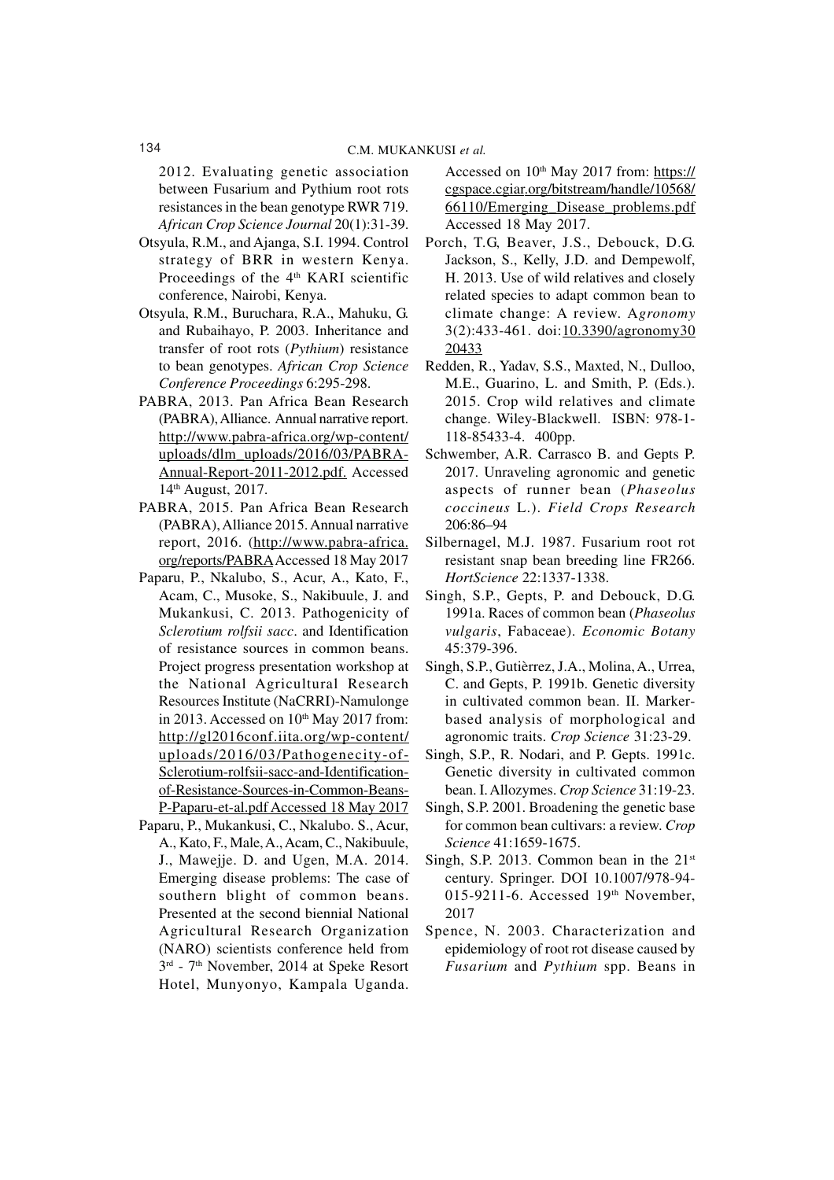2012. Evaluating genetic association between Fusarium and Pythium root rots resistances in the bean genotype RWR 719. *African Crop Science Journal* 20(1):31-39.

Otsyula, R.M., and Ajanga, S.I. 1994. Control strategy of BRR in western Kenya. Proceedings of the 4th KARI scientific conference, Nairobi, Kenya.

Otsyula, R.M., Buruchara, R.A., Mahuku, G. and Rubaihayo, P. 2003. Inheritance and transfer of root rots (*Pythium*) resistance to bean genotypes. *African Crop Science Conference Proceedings* 6:295-298.

PABRA, 2013. Pan Africa Bean Research (PABRA), Alliance. Annual narrative report. http://www.pabra-africa.org/wp-content/uploads/dlm_uploads/2016/03/PABRA-Annual-Report-2011-2012.pdf. Accessed 14th August, 2017.

PABRA, 2015. Pan Africa Bean Research (PABRA), Alliance 2015. Annual narrative report, 2016. (http://www.pabra-africa.org/reports/PABRA Accessed 18 May 2017

Paparu, P., Nkalubo, S., Acur, A., Kato, F., Acam, C., Musoke, S., Nakibuule, J. and Mukankusi, C. 2013. Pathogenicity of *Sclerotium rolfsii sacc*. and Identification of resistance sources in common beans. Project progress presentation workshop at the National Agricultural Research Resources Institute (NaCRRI)-Namulonge in 2013. Accessed on 10th May 2017 from: http://gl2016conf.iita.org/wp-content/uploads/2016/03/Pathogenecity-of-Sclerotium-rolfsii-sacc-and-Identification-of-Resistance-Sources-in-Common-Beans-P-Paparu-et-al.pdf Accessed 18 May 2017

Paparu, P., Mukankusi, C., Nkalubo. S., Acur, A., Kato, F., Male, A., Acam, C., Nakibuule, J., Mawejje. D. and Ugen, M.A. 2014. Emerging disease problems: The case of southern blight of common beans. Presented at the second biennial National Agricultural Research Organization (NARO) scientists conference held from 3rd - 7th November, 2014 at Speke Resort Hotel, Munyonyo, Kampala Uganda. Accessed on 10th May 2017 from: https://cgspace.cgiar.org/bitstream/handle/10568/66110/Emerging_Disease_problems.pdf Accessed 18 May 2017.

Porch, T.G, Beaver, J.S., Debouck, D.G. Jackson, S., Kelly, J.D. and Dempewolf, H. 2013. Use of wild relatives and closely related species to adapt common bean to climate change: A review. A*gronomy* 3(2):433-461. doi:10.3390/agronomy3020433

Redden, R., Yadav, S.S., Maxted, N., Dulloo, M.E., Guarino, L. and Smith, P. (Eds.). 2015. Crop wild relatives and climate change. Wiley-Blackwell. ISBN: 978-1-118-85433-4. 400pp.

Schwember, A.R. Carrasco B. and Gepts P. 2017. Unraveling agronomic and genetic aspects of runner bean (*Phaseolus coccineus* L.). *Field Crops Research* 206:86–94

Silbernagel, M.J. 1987. Fusarium root rot resistant snap bean breeding line FR266. *HortScience* 22:1337-1338.

Singh, S.P., Gepts, P. and Debouck, D.G. 1991a. Races of common bean (*Phaseolus vulgaris*, Fabaceae). *Economic Botany* 45:379-396.

Singh, S.P., Gutièrrez, J.A., Molina, A., Urrea, C. and Gepts, P. 1991b. Genetic diversity in cultivated common bean. II. Marker-based analysis of morphological and agronomic traits. *Crop Science* 31:23-29.

Singh, S.P., R. Nodari, and P. Gepts. 1991c. Genetic diversity in cultivated common bean. I. Allozymes. *Crop Science* 31:19-23.

Singh, S.P. 2001. Broadening the genetic base for common bean cultivars: a review. *Crop Science* 41:1659-1675.

Singh, S.P. 2013. Common bean in the 21st century. Springer. DOI 10.1007/978-94-015-9211-6. Accessed 19th November, 2017

Spence, N. 2003. Characterization and epidemiology of root rot disease caused by *Fusarium* and *Pythium* spp. Beans in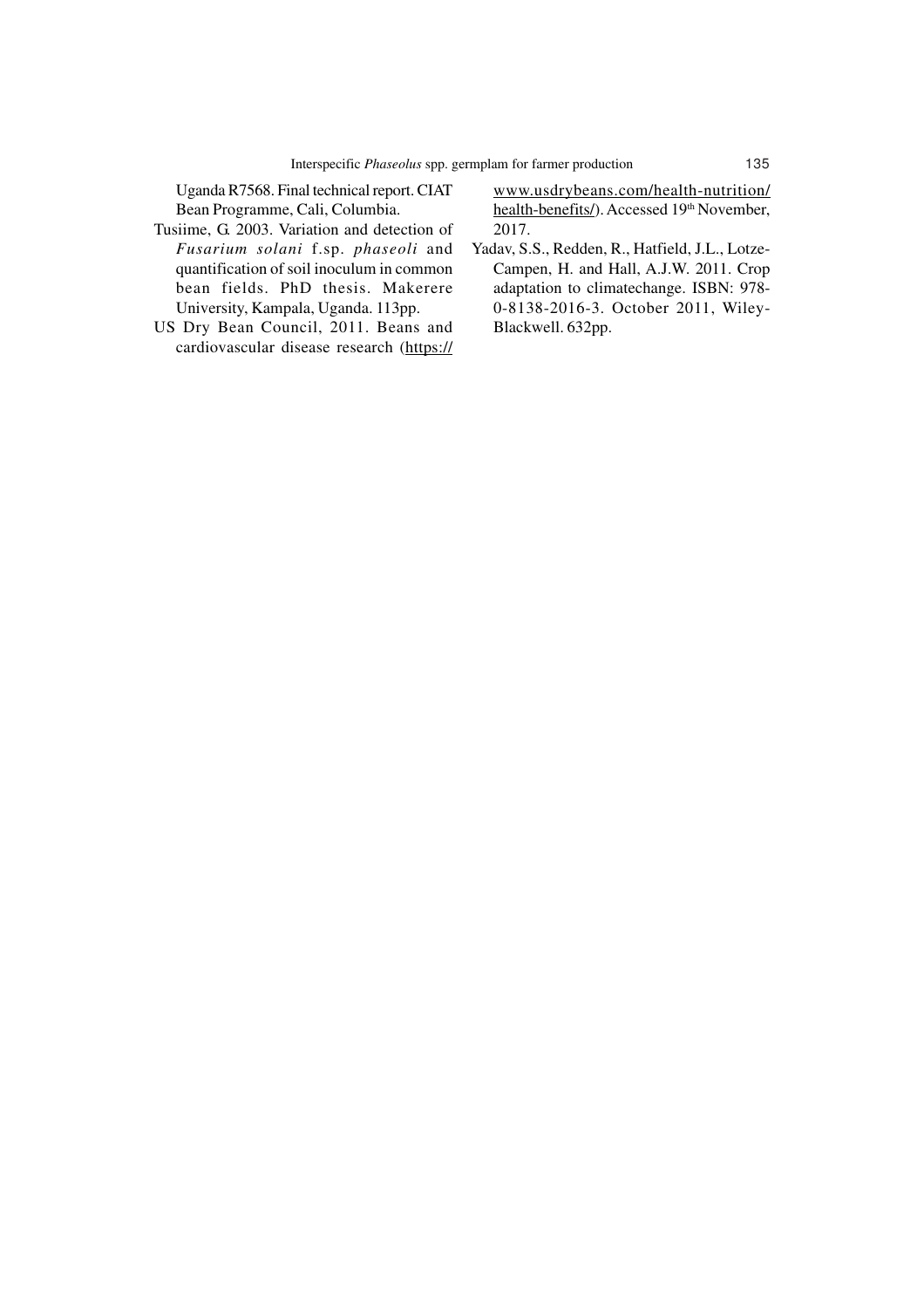Uganda R7568. Final technical report. CIAT Bean Programme, Cali, Columbia.

Tusiime, G. 2003. Variation and detection of *Fusarium solani* f.sp. *phaseoli* and quantification of soil inoculum in common bean fields. PhD thesis. Makerere University, Kampala, Uganda. 113pp.

US Dry Bean Council, 2011. Beans and cardiovascular disease research (https://www.usdrybeans.com/health-nutrition/health-benefits/). Accessed 19th November, 2017.

Yadav, S.S., Redden, R., Hatfield, J.L., Lotze-Campen, H. and Hall, A.J.W. 2011. Crop adaptation to climatechange. ISBN: 978-0-8138-2016-3. October 2011, Wiley-Blackwell. 632pp.